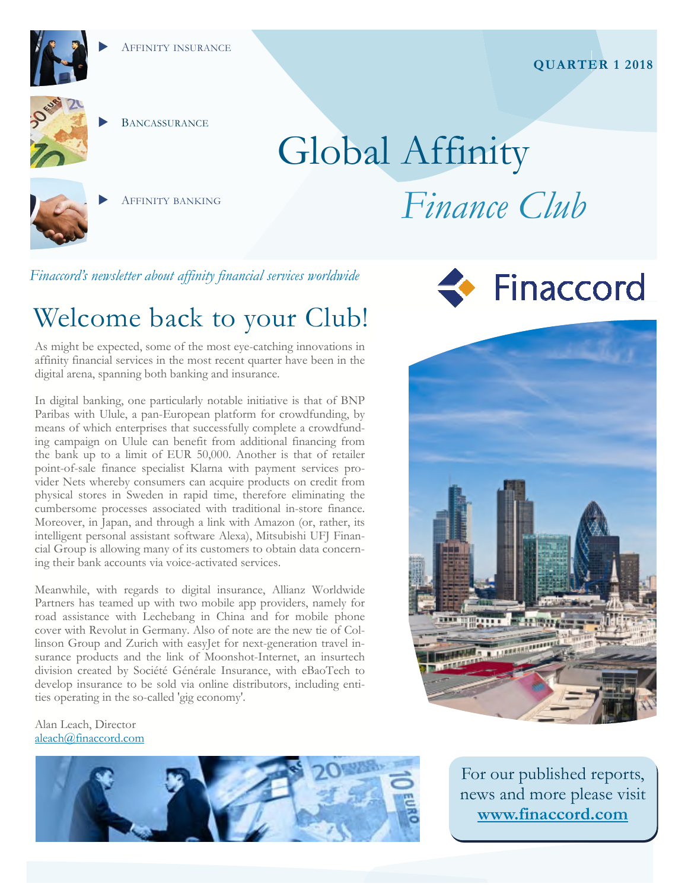- Affinity insurance
- Bancassurance
- Affinity banking

**QUARTER 1 2018**

# Global Affinity *Finance Club*

*Finaccord's newsletter about affinity financial services worldwide*

Finaccord

## Welcome back to your Club!

As might be expected, some of the most eye-catching innovations in affinity financial services in the most recent quarter have been in the digital arena, spanning both banking and insurance.

In digital banking, one particularly notable initiative is that of BNP Paribas with Ulule, a pan-European platform for crowdfunding, by means of which enterprises that successfully complete a crowdfunding campaign on Ulule can benefit from additional financing from the bank up to a limit of EUR 50,000. Another is that of retailer point-of-sale finance specialist Klarna with payment services provider Nets whereby consumers can acquire products on credit from physical stores in Sweden in rapid time, therefore eliminating the cumbersome processes associated with traditional in-store finance. Moreover, in Japan, and through a link with Amazon (or, rather, its intelligent personal assistant software Alexa), Mitsubishi UFJ Financial Group is allowing many of its customers to obtain data concerning their bank accounts via voice-activated services.

Meanwhile, with regards to digital insurance, Allianz Worldwide Partners has teamed up with two mobile app providers, namely for road assistance with Lechebang in China and for mobile phone cover with Revolut in Germany. Also of note are the new tie of Collinson Group and Zurich with easyJet for next-generation travel insurance products and the link of Moonshot-Internet, an insurtech division created by Société Générale Insurance, with eBaoTech to develop insurance to be sold via online distributors, including entities operating in the so-called 'gig economy'.

Alan Leach, Director
aleach@finaccord.com

For our published reports, news and more please visit **www.finaccord.com**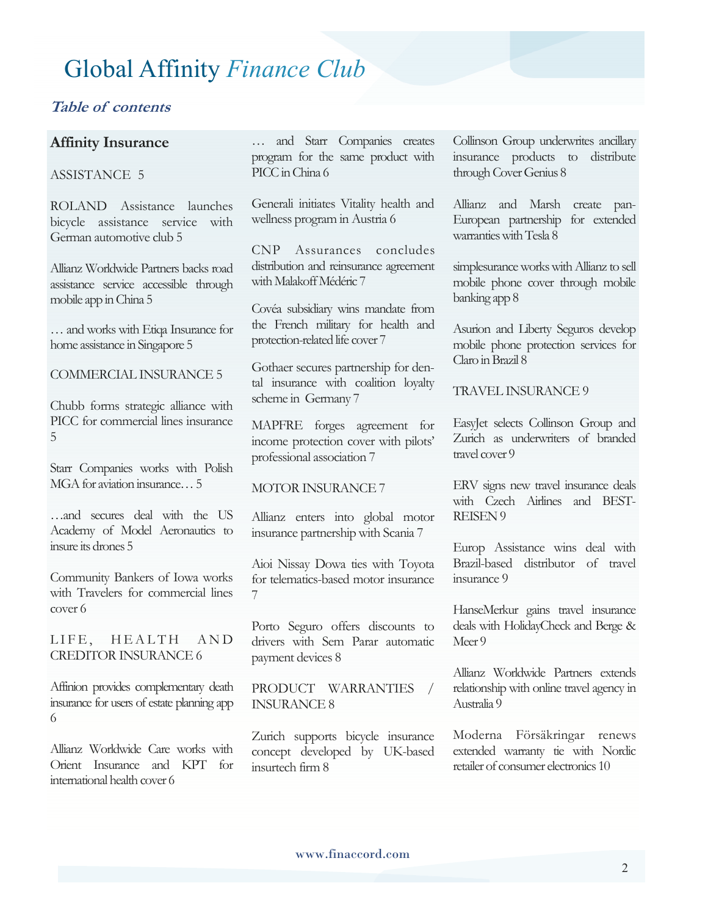# Global Affinity *Finance Club*

## *Table of contents*

**Affinity Insurance**

ASSISTANCE 5

ROLAND Assistance launches bicycle assistance service with German automotive club 5

Allianz Worldwide Partners backs road assistance service accessible through mobile app in China 5

… and works with Etiqa Insurance for home assistance in Singapore 5

COMMERCIAL INSURANCE 5

Chubb forms strategic alliance with PICC for commercial lines insurance 5

Starr Companies works with Polish MGA for aviation insurance… 5

…and secures deal with the US Academy of Model Aeronautics to insure its drones 5

Community Bankers of Iowa works with Travelers for commercial lines cover 6

LIFE, HEALTH AND CREDITOR INSURANCE 6

Affinion provides complementary death insurance for users of estate planning app 6

Allianz Worldwide Care works with Orient Insurance and KPT for international health cover 6

… and Starr Companies creates program for the same product with PICC in China 6

Generali initiates Vitality health and wellness program in Austria 6

CNP Assurances concludes distribution and reinsurance agreement with Malakoff Médéric 7

Covéa subsidiary wins mandate from the French military for health and protection-related life cover 7

Gothaer secures partnership for dental insurance with coalition loyalty scheme in Germany 7

MAPFRE forges agreement for income protection cover with pilots' professional association 7

MOTOR INSURANCE 7

Allianz enters into global motor insurance partnership with Scania 7

Aioi Nissay Dowa ties with Toyota for telematics-based motor insurance 7

Porto Seguro offers discounts to drivers with Sem Parar automatic payment devices 8

PRODUCT WARRANTIES / INSURANCE 8

Zurich supports bicycle insurance concept developed by UK-based insurtech firm 8

Collinson Group underwrites ancillary insurance products to distribute through Cover Genius 8

Allianz and Marsh create pan-European partnership for extended warranties with Tesla 8

simplesurance works with Allianz to sell mobile phone cover through mobile banking app 8

Asurion and Liberty Seguros develop mobile phone protection services for Claro in Brazil 8

TRAVEL INSURANCE 9

EasyJet selects Collinson Group and Zurich as underwriters of branded travel cover 9

ERV signs new travel insurance deals with Czech Airlines and BEST-REISEN 9

Europ Assistance wins deal with Brazil-based distributor of travel insurance 9

HanseMerkur gains travel insurance deals with HolidayCheck and Berge & Meer 9

Allianz Worldwide Partners extends relationship with online travel agency in Australia 9

Moderna Försäkringar renews extended warranty tie with Nordic retailer of consumer electronics 10

www.finaccord.com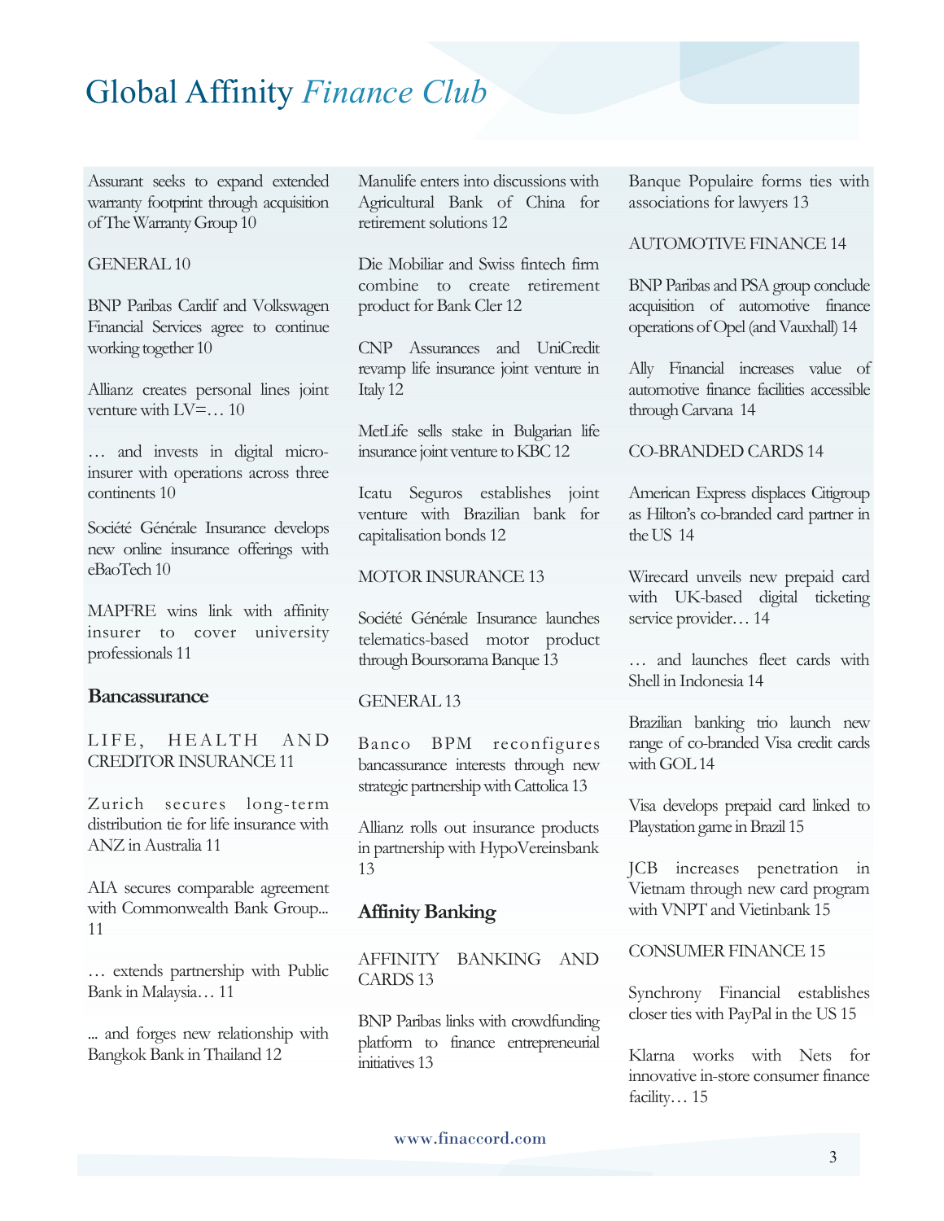# Global Affinity *Finance Club*

Assurant seeks to expand extended warranty footprint through acquisition of The Warranty Group 10

GENERAL 10

BNP Paribas Cardif and Volkswagen Financial Services agree to continue working together 10

Allianz creates personal lines joint venture with LV=… 10

… and invests in digital micro-insurer with operations across three continents 10

Société Générale Insurance develops new online insurance offerings with eBaoTech 10

MAPFRE wins link with affinity insurer to cover university professionals 11

## Bancassurance

LIFE, HEALTH AND CREDITOR INSURANCE 11

Zurich secures long-term distribution tie for life insurance with ANZ in Australia 11

AIA secures comparable agreement with Commonwealth Bank Group... 11

… extends partnership with Public Bank in Malaysia… 11

... and forges new relationship with Bangkok Bank in Thailand 12

Manulife enters into discussions with Agricultural Bank of China for retirement solutions 12

Die Mobiliar and Swiss fintech firm combine to create retirement product for Bank Cler 12

CNP Assurances and UniCredit revamp life insurance joint venture in Italy 12

MetLife sells stake in Bulgarian life insurance joint venture to KBC 12

Icatu Seguros establishes joint venture with Brazilian bank for capitalisation bonds 12

MOTOR INSURANCE 13

Société Générale Insurance launches telematics-based motor product through Boursorama Banque 13

GENERAL 13

Banco BPM reconfigures bancassurance interests through new strategic partnership with Cattolica 13

Allianz rolls out insurance products in partnership with HypoVereinsbank 13

## Affinity Banking

AFFINITY BANKING AND CARDS 13

BNP Paribas links with crowdfunding platform to finance entrepreneurial initiatives 13

Banque Populaire forms ties with associations for lawyers 13

AUTOMOTIVE FINANCE 14

BNP Paribas and PSA group conclude acquisition of automotive finance operations of Opel (and Vauxhall) 14

Ally Financial increases value of automotive finance facilities accessible through Carvana 14

CO-BRANDED CARDS 14

American Express displaces Citigroup as Hilton's co-branded card partner in the US 14

Wirecard unveils new prepaid card with UK-based digital ticketing service provider… 14

… and launches fleet cards with Shell in Indonesia 14

Brazilian banking trio launch new range of co-branded Visa credit cards with GOL 14

Visa develops prepaid card linked to Playstation game in Brazil 15

JCB increases penetration in Vietnam through new card program with VNPT and Vietinbank 15

CONSUMER FINANCE 15

Synchrony Financial establishes closer ties with PayPal in the US 15

Klarna works with Nets for innovative in-store consumer finance facility… 15

www.finaccord.com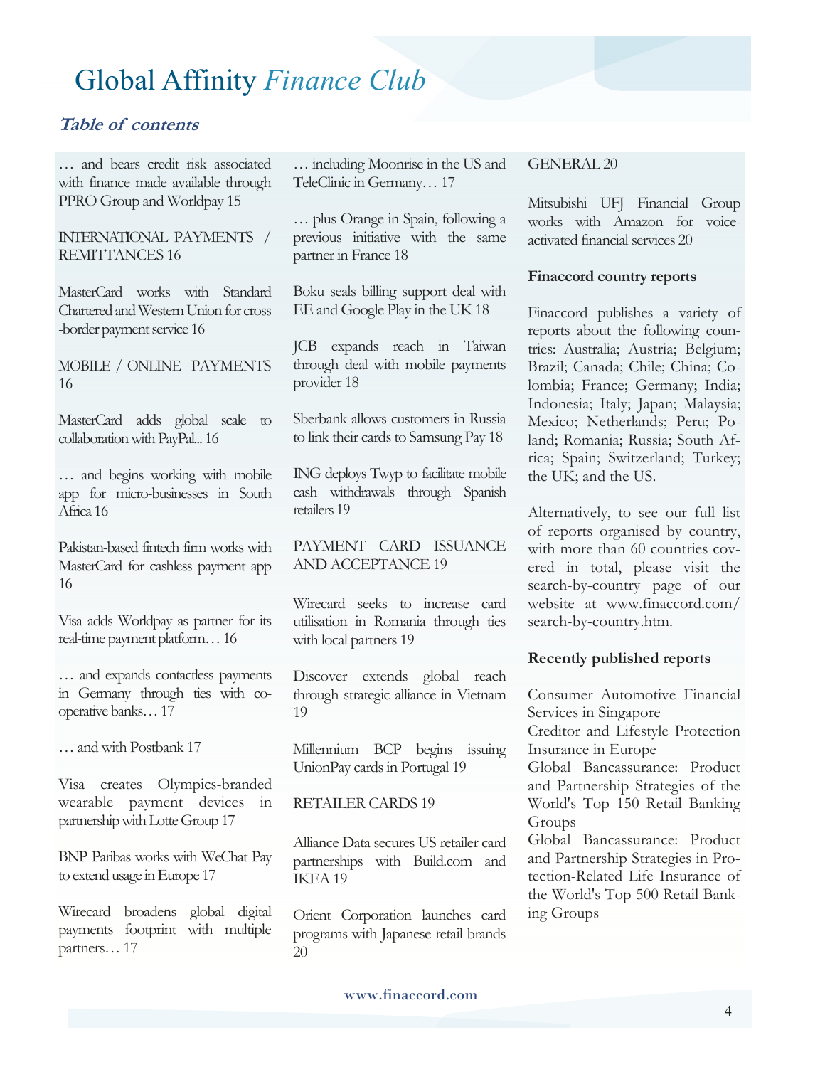# Global Affinity *Finance Club*

### *Table of contents*

… and bears credit risk associated with finance made available through PPRO Group and Worldpay 15

INTERNATIONAL PAYMENTS / REMITTANCES 16

MasterCard works with Standard Chartered and Western Union for cross-border payment service 16

MOBILE / ONLINE PAYMENTS 16

MasterCard adds global scale to collaboration with PayPal... 16

… and begins working with mobile app for micro-businesses in South Africa 16

Pakistan-based fintech firm works with MasterCard for cashless payment app 16

Visa adds Worldpay as partner for its real-time payment platform… 16

… and expands contactless payments in Germany through ties with co-operative banks… 17

… and with Postbank 17

Visa creates Olympics-branded wearable payment devices in partnership with Lotte Group 17

BNP Paribas works with WeChat Pay to extend usage in Europe 17

Wirecard broadens global digital payments footprint with multiple partners… 17

… including Moonrise in the US and TeleClinic in Germany… 17

… plus Orange in Spain, following a previous initiative with the same partner in France 18

Boku seals billing support deal with EE and Google Play in the UK 18

JCB expands reach in Taiwan through deal with mobile payments provider 18

Sberbank allows customers in Russia to link their cards to Samsung Pay 18

ING deploys Twyp to facilitate mobile cash withdrawals through Spanish retailers 19

PAYMENT CARD ISSUANCE AND ACCEPTANCE 19

Wirecard seeks to increase card utilisation in Romania through ties with local partners 19

Discover extends global reach through strategic alliance in Vietnam 19

Millennium BCP begins issuing UnionPay cards in Portugal 19

RETAILER CARDS 19

Alliance Data secures US retailer card partnerships with Build.com and IKEA 19

Orient Corporation launches card programs with Japanese retail brands 20

GENERAL 20

Mitsubishi UFJ Financial Group works with Amazon for voice-activated financial services 20

**Finaccord country reports**

Finaccord publishes a variety of reports about the following countries: Australia; Austria; Belgium; Brazil; Canada; Chile; China; Colombia; France; Germany; India; Indonesia; Italy; Japan; Malaysia; Mexico; Netherlands; Peru; Poland; Romania; Russia; South Africa; Spain; Switzerland; Turkey; the UK; and the US.

Alternatively, to see our full list of reports organised by country, with more than 60 countries covered in total, please visit the search-by-country page of our website at www.finaccord.com/search-by-country.htm.

**Recently published reports**

Consumer Automotive Financial Services in Singapore
Creditor and Lifestyle Protection Insurance in Europe
Global Bancassurance: Product and Partnership Strategies of the World's Top 150 Retail Banking Groups
Global Bancassurance: Product and Partnership Strategies in Protection-Related Life Insurance of the World's Top 500 Retail Banking Groups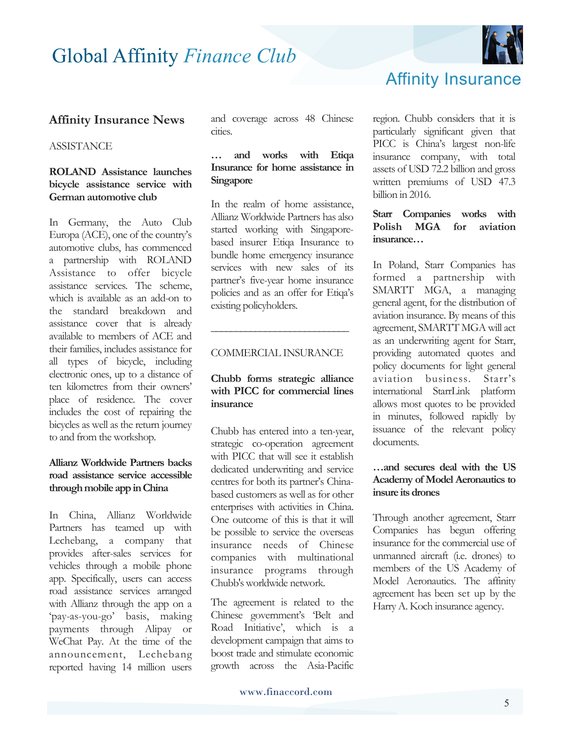## Affinity Insurance News

ASSISTANCE

**ROLAND Assistance launches bicycle assistance service with German automotive club**

In Germany, the Auto Club Europa (ACE), one of the country's automotive clubs, has commenced a partnership with ROLAND Assistance to offer bicycle assistance services. The scheme, which is available as an add-on to the standard breakdown and assistance cover that is already available to members of ACE and their families, includes assistance for all types of bicycle, including electronic ones, up to a distance of ten kilometres from their owners' place of residence. The cover includes the cost of repairing the bicycles as well as the return journey to and from the workshop.

**Allianz Worldwide Partners backs road assistance service accessible through mobile app in China**

In China, Allianz Worldwide Partners has teamed up with Lechebang, a company that provides after-sales services for vehicles through a mobile phone app. Specifically, users can access road assistance services arranged with Allianz through the app on a 'pay-as-you-go' basis, making payments through Alipay or WeChat Pay. At the time of the announcement, Lechebang reported having 14 million users and coverage across 48 Chinese cities.

**… and works with Etiqa Insurance for home assistance in Singapore**

In the realm of home assistance, Allianz Worldwide Partners has also started working with Singapore-based insurer Etiqa Insurance to bundle home emergency insurance services with new sales of its partner's five-year home insurance policies and as an offer for Etiqa's existing policyholders.

---

COMMERCIAL INSURANCE

**Chubb forms strategic alliance with PICC for commercial lines insurance**

Chubb has entered into a ten-year, strategic co-operation agreement with PICC that will see it establish dedicated underwriting and service centres for both its partner's China-based customers as well as for other enterprises with activities in China. One outcome of this is that it will be possible to service the overseas insurance needs of Chinese companies with multinational insurance programs through Chubb's worldwide network.

The agreement is related to the Chinese government's 'Belt and Road Initiative', which is a development campaign that aims to boost trade and stimulate economic growth across the Asia-Pacific region. Chubb considers that it is particularly significant given that PICC is China's largest non-life insurance company, with total assets of USD 72.2 billion and gross written premiums of USD 47.3 billion in 2016.

**Starr Companies works with Polish MGA for aviation insurance…**

In Poland, Starr Companies has formed a partnership with SMARTT MGA, a managing general agent, for the distribution of aviation insurance. By means of this agreement, SMARTT MGA will act as an underwriting agent for Starr, providing automated quotes and policy documents for light general aviation business. Starr's international StarrLink platform allows most quotes to be provided in minutes, followed rapidly by issuance of the relevant policy documents.

**…and secures deal with the US Academy of Model Aeronautics to insure its drones**

Through another agreement, Starr Companies has begun offering insurance for the commercial use of unmanned aircraft (i.e. drones) to members of the US Academy of Model Aeronautics. The affinity agreement has been set up by the Harry A. Koch insurance agency.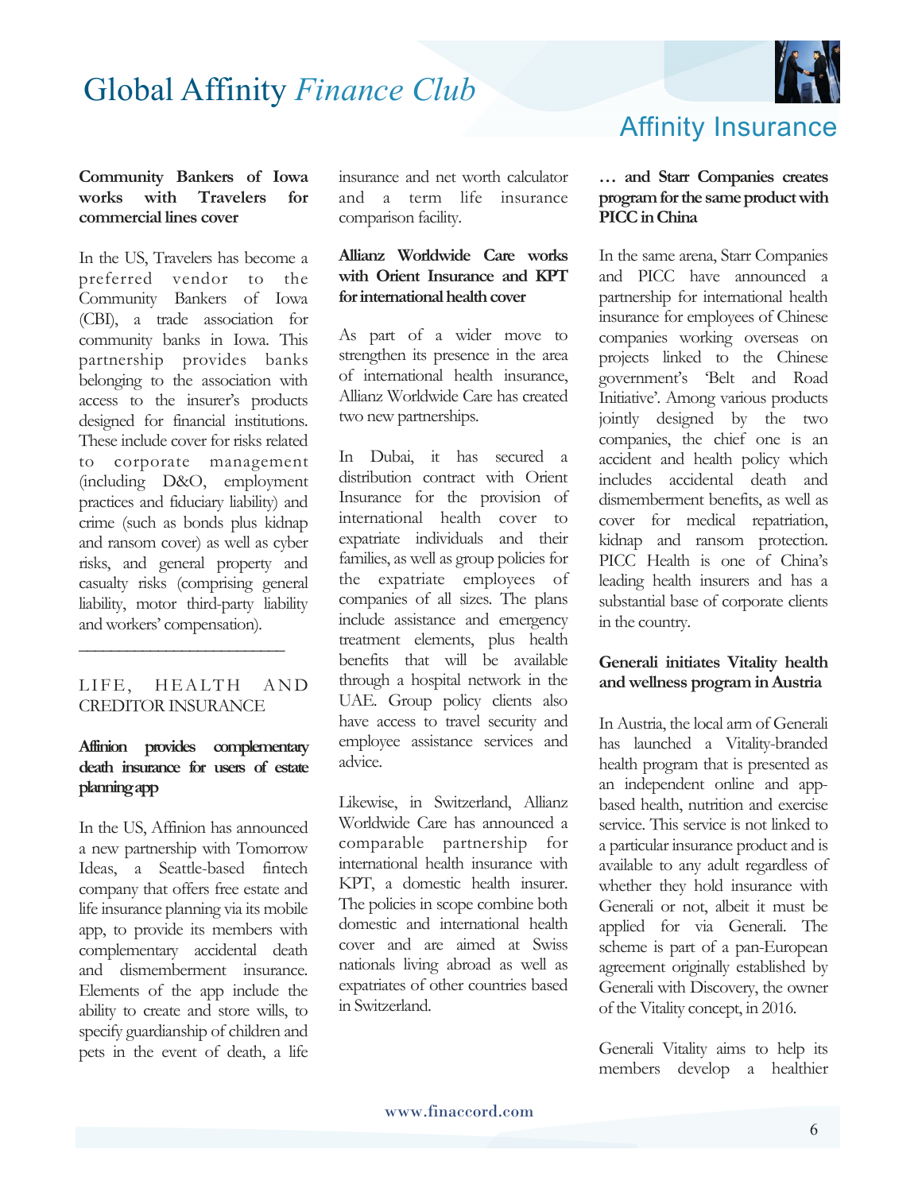**Community Bankers of Iowa works with Travelers for commercial lines cover**

In the US, Travelers has become a preferred vendor to the Community Bankers of Iowa (CBI), a trade association for community banks in Iowa. This partnership provides banks belonging to the association with access to the insurer's products designed for financial institutions. These include cover for risks related to corporate management (including D&O, employment practices and fiduciary liability) and crime (such as bonds plus kidnap and ransom cover) as well as cyber risks, and general property and casualty risks (comprising general liability, motor third-party liability and workers' compensation).

---

## LIFE, HEALTH AND CREDITOR INSURANCE

**Affinion provides complementary death insurance for users of estate planning app**

In the US, Affinion has announced a new partnership with Tomorrow Ideas, a Seattle-based fintech company that offers free estate and life insurance planning via its mobile app, to provide its members with complementary accidental death and dismemberment insurance. Elements of the app include the ability to create and store wills, to specify guardianship of children and pets in the event of death, a life insurance and net worth calculator and a term life insurance comparison facility.

**Allianz Worldwide Care works with Orient Insurance and KPT for international health cover**

As part of a wider move to strengthen its presence in the area of international health insurance, Allianz Worldwide Care has created two new partnerships.

In Dubai, it has secured a distribution contract with Orient Insurance for the provision of international health cover to expatriate individuals and their families, as well as group policies for the expatriate employees of companies of all sizes. The plans include assistance and emergency treatment elements, plus health benefits that will be available through a hospital network in the UAE. Group policy clients also have access to travel security and employee assistance services and advice.

Likewise, in Switzerland, Allianz Worldwide Care has announced a comparable partnership for international health insurance with KPT, a domestic health insurer. The policies in scope combine both domestic and international health cover and are aimed at Swiss nationals living abroad as well as expatriates of other countries based in Switzerland.

**… and Starr Companies creates program for the same product with PICC in China**

In the same arena, Starr Companies and PICC have announced a partnership for international health insurance for employees of Chinese companies working overseas on projects linked to the Chinese government's 'Belt and Road Initiative'. Among various products jointly designed by the two companies, the chief one is an accident and health policy which includes accidental death and dismemberment benefits, as well as cover for medical repatriation, kidnap and ransom protection. PICC Health is one of China's leading health insurers and has a substantial base of corporate clients in the country.

**Generali initiates Vitality health and wellness program in Austria**

In Austria, the local arm of Generali has launched a Vitality-branded health program that is presented as an independent online and app-based health, nutrition and exercise service. This service is not linked to a particular insurance product and is available to any adult regardless of whether they hold insurance with Generali or not, albeit it must be applied for via Generali. The scheme is part of a pan-European agreement originally established by Generali with Discovery, the owner of the Vitality concept, in 2016.

Generali Vitality aims to help its members develop a healthier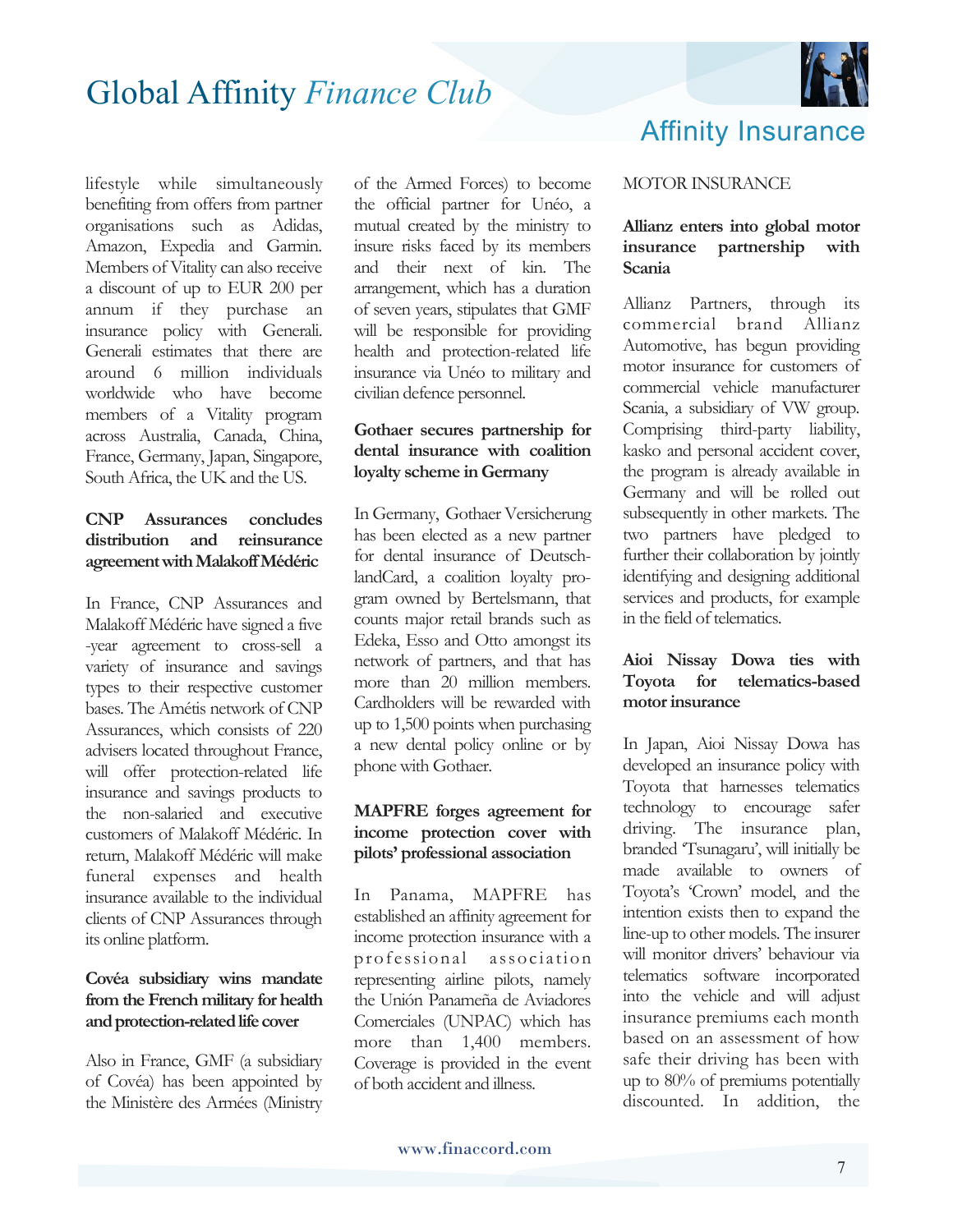lifestyle while simultaneously benefiting from offers from partner organisations such as Adidas, Amazon, Expedia and Garmin. Members of Vitality can also receive a discount of up to EUR 200 per annum if they purchase an insurance policy with Generali. Generali estimates that there are around 6 million individuals worldwide who have become members of a Vitality program across Australia, Canada, China, France, Germany, Japan, Singapore, South Africa, the UK and the US.

**CNP Assurances concludes distribution and reinsurance agreement with Malakoff Médéric**

In France, CNP Assurances and Malakoff Médéric have signed a five -year agreement to cross-sell a variety of insurance and savings types to their respective customer bases. The Amétis network of CNP Assurances, which consists of 220 advisers located throughout France, will offer protection-related life insurance and savings products to the non-salaried and executive customers of Malakoff Médéric. In return, Malakoff Médéric will make funeral expenses and health insurance available to the individual clients of CNP Assurances through its online platform.

**Covéa subsidiary wins mandate from the French military for health and protection-related life cover**

Also in France, GMF (a subsidiary of Covéa) has been appointed by the Ministère des Armées (Ministry of the Armed Forces) to become the official partner for Unéo, a mutual created by the ministry to insure risks faced by its members and their next of kin. The arrangement, which has a duration of seven years, stipulates that GMF will be responsible for providing health and protection-related life insurance via Unéo to military and civilian defence personnel.

**Gothaer secures partnership for dental insurance with coalition loyalty scheme in Germany**

In Germany, Gothaer Versicherung has been elected as a new partner for dental insurance of DeutschlandCard, a coalition loyalty program owned by Bertelsmann, that counts major retail brands such as Edeka, Esso and Otto amongst its network of partners, and that has more than 20 million members. Cardholders will be rewarded with up to 1,500 points when purchasing a new dental policy online or by phone with Gothaer.

**MAPFRE forges agreement for income protection cover with pilots' professional association**

In Panama, MAPFRE has established an affinity agreement for income protection insurance with a professional association representing airline pilots, namely the Unión Panameña de Aviadores Comerciales (UNPAC) which has more than 1,400 members. Coverage is provided in the event of both accident and illness.

MOTOR INSURANCE

**Allianz enters into global motor insurance partnership with Scania**

Allianz Partners, through its commercial brand Allianz Automotive, has begun providing motor insurance for customers of commercial vehicle manufacturer Scania, a subsidiary of VW group. Comprising third-party liability, kasko and personal accident cover, the program is already available in Germany and will be rolled out subsequently in other markets. The two partners have pledged to further their collaboration by jointly identifying and designing additional services and products, for example in the field of telematics.

**Aioi Nissay Dowa ties with Toyota for telematics-based motor insurance**

In Japan, Aioi Nissay Dowa has developed an insurance policy with Toyota that harnesses telematics technology to encourage safer driving. The insurance plan, branded 'Tsunagaru', will initially be made available to owners of Toyota's 'Crown' model, and the intention exists then to expand the line-up to other models. The insurer will monitor drivers' behaviour via telematics software incorporated into the vehicle and will adjust insurance premiums each month based on an assessment of how safe their driving has been with up to 80% of premiums potentially discounted. In addition, the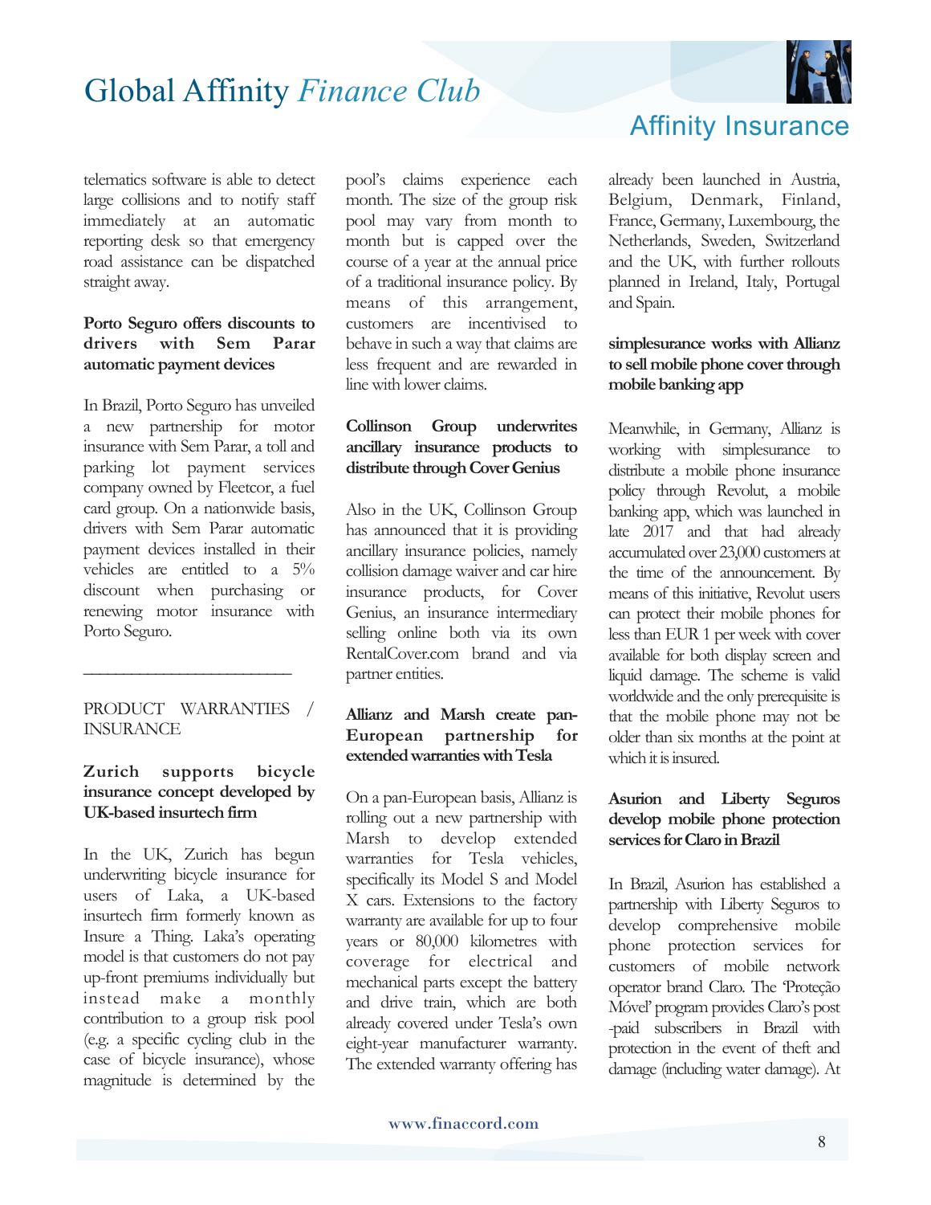telematics software is able to detect large collisions and to notify staff immediately at an automatic reporting desk so that emergency road assistance can be dispatched straight away.

**Porto Seguro offers discounts to drivers with Sem Parar automatic payment devices**

In Brazil, Porto Seguro has unveiled a new partnership for motor insurance with Sem Parar, a toll and parking lot payment services company owned by Fleetcor, a fuel card group. On a nationwide basis, drivers with Sem Parar automatic payment devices installed in their vehicles are entitled to a 5% discount when purchasing or renewing motor insurance with Porto Seguro.

---

PRODUCT WARRANTIES / INSURANCE

**Zurich supports bicycle insurance concept developed by UK-based insurtech firm**

In the UK, Zurich has begun underwriting bicycle insurance for users of Laka, a UK-based insurtech firm formerly known as Insure a Thing. Laka's operating model is that customers do not pay up-front premiums individually but instead make a monthly contribution to a group risk pool (e.g. a specific cycling club in the case of bicycle insurance), whose magnitude is determined by the pool's claims experience each month. The size of the group risk pool may vary from month to month but is capped over the course of a year at the annual price of a traditional insurance policy. By means of this arrangement, customers are incentivised to behave in such a way that claims are less frequent and are rewarded in line with lower claims.

**Collinson Group underwrites ancillary insurance products to distribute through Cover Genius**

Also in the UK, Collinson Group has announced that it is providing ancillary insurance policies, namely collision damage waiver and car hire insurance products, for Cover Genius, an insurance intermediary selling online both via its own RentalCover.com brand and via partner entities.

**Allianz and Marsh create pan-European partnership for extended warranties with Tesla**

On a pan-European basis, Allianz is rolling out a new partnership with Marsh to develop extended warranties for Tesla vehicles, specifically its Model S and Model X cars. Extensions to the factory warranty are available for up to four years or 80,000 kilometres with coverage for electrical and mechanical parts except the battery and drive train, which are both already covered under Tesla's own eight-year manufacturer warranty. The extended warranty offering has already been launched in Austria, Belgium, Denmark, Finland, France, Germany, Luxembourg, the Netherlands, Sweden, Switzerland and the UK, with further rollouts planned in Ireland, Italy, Portugal and Spain.

**simplesurance works with Allianz to sell mobile phone cover through mobile banking app**

Meanwhile, in Germany, Allianz is working with simplesurance to distribute a mobile phone insurance policy through Revolut, a mobile banking app, which was launched in late 2017 and that had already accumulated over 23,000 customers at the time of the announcement. By means of this initiative, Revolut users can protect their mobile phones for less than EUR 1 per week with cover available for both display screen and liquid damage. The scheme is valid worldwide and the only prerequisite is that the mobile phone may not be older than six months at the point at which it is insured.

**Asurion and Liberty Seguros develop mobile phone protection services for Claro in Brazil**

In Brazil, Asurion has established a partnership with Liberty Seguros to develop comprehensive mobile phone protection services for customers of mobile network operator brand Claro. The 'Proteção Móvel' program provides Claro's post-paid subscribers in Brazil with protection in the event of theft and damage (including water damage). At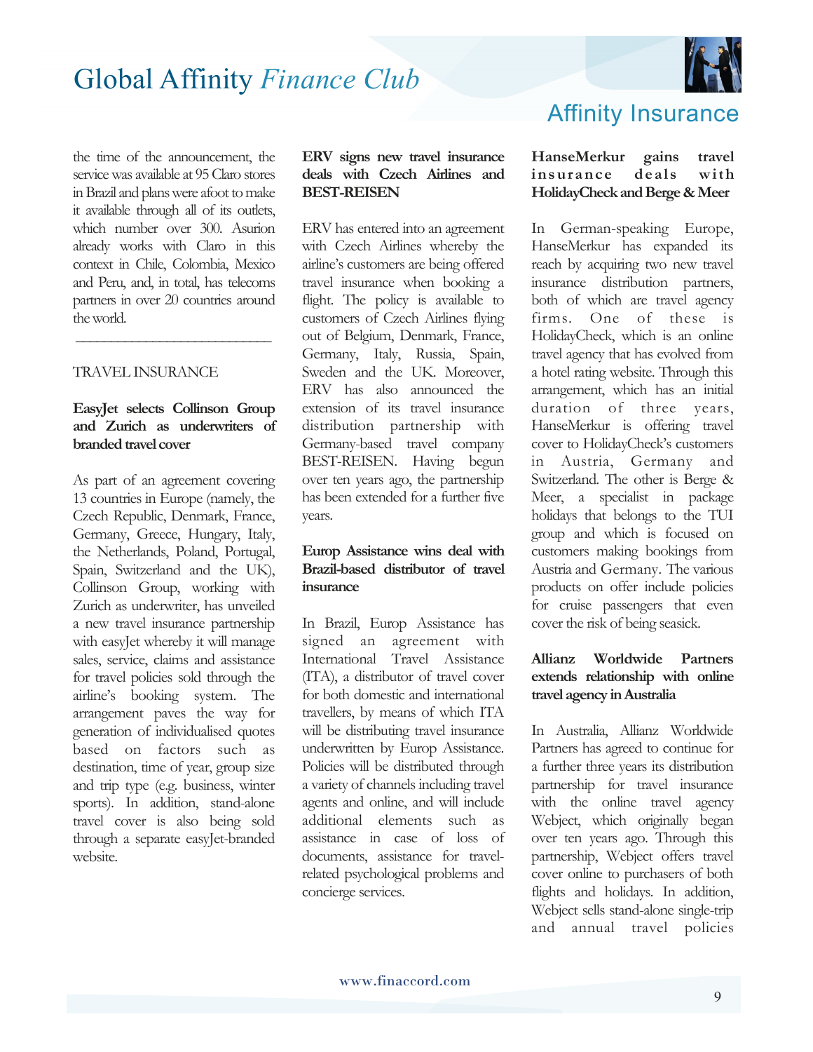the time of the announcement, the service was available at 95 Claro stores in Brazil and plans were afoot to make it available through all of its outlets, which number over 300. Asurion already works with Claro in this context in Chile, Colombia, Mexico and Peru, and, in total, has telecoms partners in over 20 countries around the world.

---

TRAVEL INSURANCE

**EasyJet selects Collinson Group and Zurich as underwriters of branded travel cover**

As part of an agreement covering 13 countries in Europe (namely, the Czech Republic, Denmark, France, Germany, Greece, Hungary, Italy, the Netherlands, Poland, Portugal, Spain, Switzerland and the UK), Collinson Group, working with Zurich as underwriter, has unveiled a new travel insurance partnership with easyJet whereby it will manage sales, service, claims and assistance for travel policies sold through the airline's booking system. The arrangement paves the way for generation of individualised quotes based on factors such as destination, time of year, group size and trip type (e.g. business, winter sports). In addition, stand-alone travel cover is also being sold through a separate easyJet-branded website.

**ERV signs new travel insurance deals with Czech Airlines and BEST-REISEN**

ERV has entered into an agreement with Czech Airlines whereby the airline's customers are being offered travel insurance when booking a flight. The policy is available to customers of Czech Airlines flying out of Belgium, Denmark, France, Germany, Italy, Russia, Spain, Sweden and the UK. Moreover, ERV has also announced the extension of its travel insurance distribution partnership with Germany-based travel company BEST-REISEN. Having begun over ten years ago, the partnership has been extended for a further five years.

**Europ Assistance wins deal with Brazil-based distributor of travel insurance**

In Brazil, Europ Assistance has signed an agreement with International Travel Assistance (ITA), a distributor of travel cover for both domestic and international travellers, by means of which ITA will be distributing travel insurance underwritten by Europ Assistance. Policies will be distributed through a variety of channels including travel agents and online, and will include additional elements such as assistance in case of loss of documents, assistance for travel-related psychological problems and concierge services.

**HanseMerkur gains travel insurance deals with HolidayCheck and Berge & Meer**

In German-speaking Europe, HanseMerkur has expanded its reach by acquiring two new travel insurance distribution partners, both of which are travel agency firms. One of these is HolidayCheck, which is an online travel agency that has evolved from a hotel rating website. Through this arrangement, which has an initial duration of three years, HanseMerkur is offering travel cover to HolidayCheck's customers in Austria, Germany and Switzerland. The other is Berge & Meer, a specialist in package holidays that belongs to the TUI group and which is focused on customers making bookings from Austria and Germany. The various products on offer include policies for cruise passengers that even cover the risk of being seasick.

**Allianz Worldwide Partners extends relationship with online travel agency in Australia**

In Australia, Allianz Worldwide Partners has agreed to continue for a further three years its distribution partnership for travel insurance with the online travel agency Webjet, which originally began over ten years ago. Through this partnership, Webject offers travel cover online to purchasers of both flights and holidays. In addition, Webject sells stand-alone single-trip and annual travel policies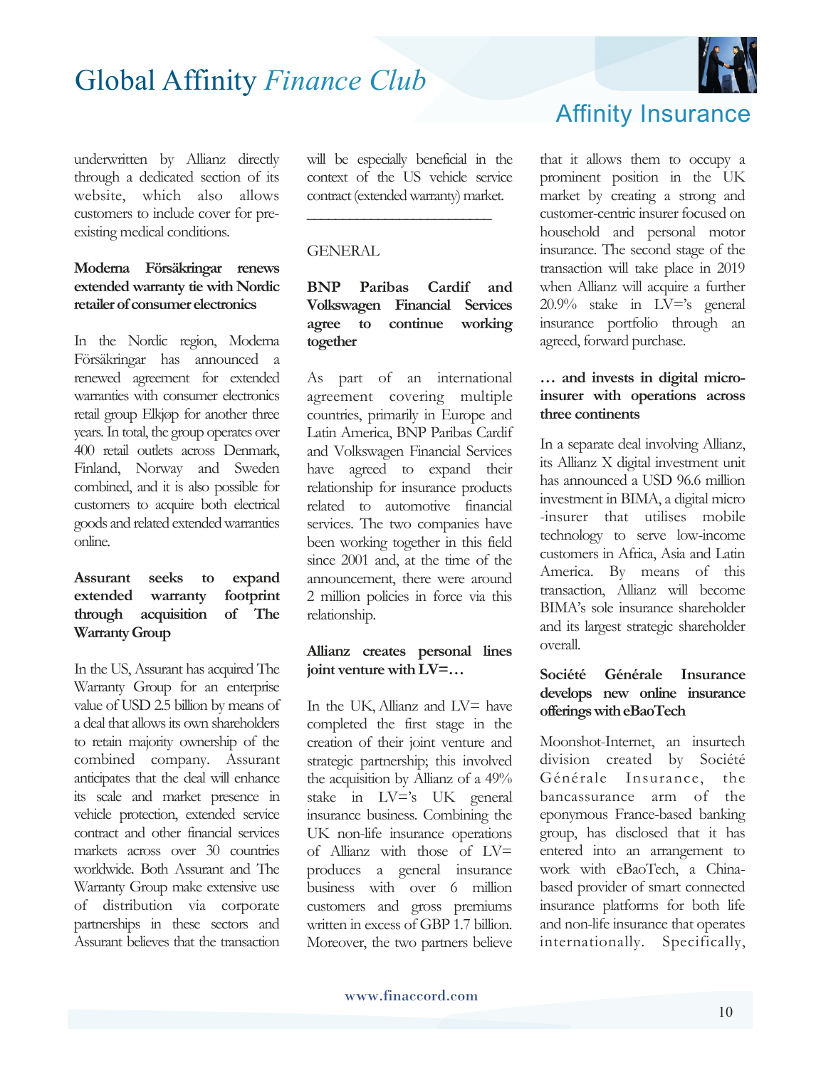underwritten by Allianz directly through a dedicated section of its website, which also allows customers to include cover for pre-existing medical conditions.

**Moderna Försäkringar renews extended warranty tie with Nordic retailer of consumer electronics**

In the Nordic region, Moderna Försäkringar has announced a renewed agreement for extended warranties with consumer electronics retail group Elkjøp for another three years. In total, the group operates over 400 retail outlets across Denmark, Finland, Norway and Sweden combined, and it is also possible for customers to acquire both electrical goods and related extended warranties online.

**Assurant seeks to expand extended warranty footprint through acquisition of The Warranty Group**

In the US, Assurant has acquired The Warranty Group for an enterprise value of USD 2.5 billion by means of a deal that allows its own shareholders to retain majority ownership of the combined company. Assurant anticipates that the deal will enhance its scale and market presence in vehicle protection, extended service contract and other financial services markets across over 30 countries worldwide. Both Assurant and The Warranty Group make extensive use of distribution via corporate partnerships in these sectors and Assurant believes that the transaction will be especially beneficial in the context of the US vehicle service contract (extended warranty) market.

---

GENERAL

**BNP Paribas Cardif and Volkswagen Financial Services agree to continue working together**

As part of an international agreement covering multiple countries, primarily in Europe and Latin America, BNP Paribas Cardif and Volkswagen Financial Services have agreed to expand their relationship for insurance products related to automotive financial services. The two companies have been working together in this field since 2001 and, at the time of the announcement, there were around 2 million policies in force via this relationship.

**Allianz creates personal lines joint venture with LV=…**

In the UK, Allianz and LV= have completed the first stage in the creation of their joint venture and strategic partnership; this involved the acquisition by Allianz of a 49% stake in LV='s UK general insurance business. Combining the UK non-life insurance operations of Allianz with those of LV= produces a general insurance business with over 6 million customers and gross premiums written in excess of GBP 1.7 billion. Moreover, the two partners believe that it allows them to occupy a prominent position in the UK market by creating a strong and customer-centric insurer focused on household and personal motor insurance. The second stage of the transaction will take place in 2019 when Allianz will acquire a further 20.9% stake in LV='s general insurance portfolio through an agreed, forward purchase.

**… and invests in digital micro-insurer with operations across three continents**

In a separate deal involving Allianz, its Allianz X digital investment unit has announced a USD 96.6 million investment in BIMA, a digital micro-insurer that utilises mobile technology to serve low-income customers in Africa, Asia and Latin America. By means of this transaction, Allianz will become BIMA's sole insurance shareholder and its largest strategic shareholder overall.

**Société Générale Insurance develops new online insurance offerings with eBaoTech**

Moonshot-Internet, an insurtech division created by Société Générale Insurance, the bancassurance arm of the eponymous France-based banking group, has disclosed that it has entered into an arrangement to work with eBaoTech, a China-based provider of smart connected insurance platforms for both life and non-life insurance that operates internationally. Specifically,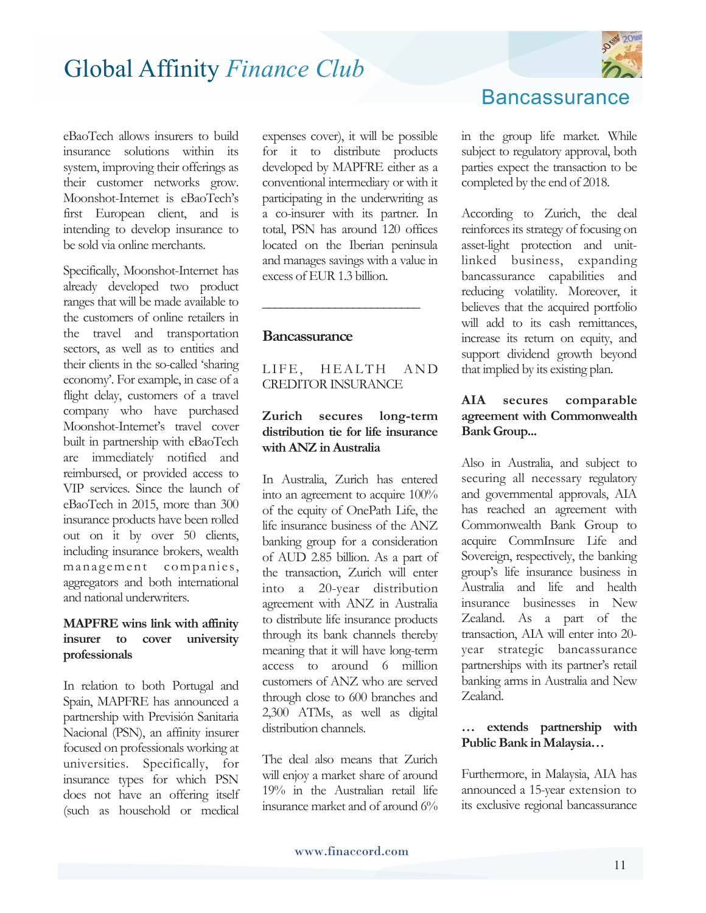eBaoTech allows insurers to build insurance solutions within its system, improving their offerings as their customer networks grow. Moonshot-Internet is eBaoTech's first European client, and is intending to develop insurance to be sold via online merchants.

Specifically, Moonshot-Internet has already developed two product ranges that will be made available to the customers of online retailers in the travel and transportation sectors, as well as to entities and their clients in the so-called 'sharing economy'. For example, in case of a flight delay, customers of a travel company who have purchased Moonshot-Internet's travel cover built in partnership with eBaoTech are immediately notified and reimbursed, or provided access to VIP services. Since the launch of eBaoTech in 2015, more than 300 insurance products have been rolled out on it by over 50 clients, including insurance brokers, wealth management companies, aggregators and both international and national underwriters.

**MAPFRE wins link with affinity insurer to cover university professionals**

In relation to both Portugal and Spain, MAPFRE has announced a partnership with Previsión Sanitaria Nacional (PSN), an affinity insurer focused on professionals working at universities. Specifically, for insurance types for which PSN does not have an offering itself (such as household or medical expenses cover), it will be possible for it to distribute products developed by MAPFRE either as a conventional intermediary or with it participating in the underwriting as a co-insurer with its partner. In total, PSN has around 120 offices located on the Iberian peninsula and manages savings with a value in excess of EUR 1.3 billion.

---

## Bancassurance

### LIFE, HEALTH AND CREDITOR INSURANCE

**Zurich secures long-term distribution tie for life insurance with ANZ in Australia**

In Australia, Zurich has entered into an agreement to acquire 100% of the equity of OnePath Life, the life insurance business of the ANZ banking group for a consideration of AUD 2.85 billion. As a part of the transaction, Zurich will enter into a 20-year distribution agreement with ANZ in Australia to distribute life insurance products through its bank channels thereby meaning that it will have long-term access to around 6 million customers of ANZ who are served through close to 600 branches and 2,300 ATMs, as well as digital distribution channels.

The deal also means that Zurich will enjoy a market share of around 19% in the Australian retail life insurance market and of around 6% in the group life market. While subject to regulatory approval, both parties expect the transaction to be completed by the end of 2018.

According to Zurich, the deal reinforces its strategy of focusing on asset-light protection and unit-linked business, expanding bancassurance capabilities and reducing volatility. Moreover, it believes that the acquired portfolio will add to its cash remittances, increase its return on equity, and support dividend growth beyond that implied by its existing plan.

**AIA secures comparable agreement with Commonwealth Bank Group...**

Also in Australia, and subject to securing all necessary regulatory and governmental approvals, AIA has reached an agreement with Commonwealth Bank Group to acquire CommInsure Life and Sovereign, respectively, the banking group's life insurance business in Australia and life and health insurance businesses in New Zealand. As a part of the transaction, AIA will enter into 20-year strategic bancassurance partnerships with its partner's retail banking arms in Australia and New Zealand.

**… extends partnership with Public Bank in Malaysia…**

Furthermore, in Malaysia, AIA has announced a 15-year extension to its exclusive regional bancassurance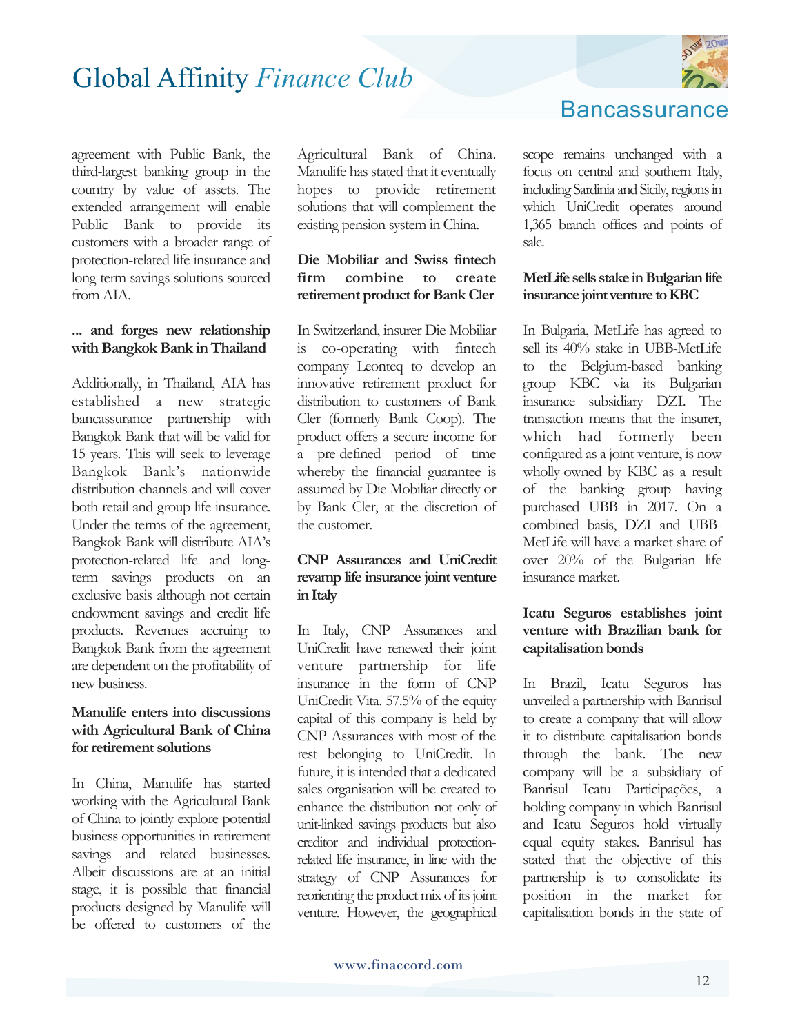agreement with Public Bank, the third-largest banking group in the country by value of assets. The extended arrangement will enable Public Bank to provide its customers with a broader range of protection-related life insurance and long-term savings solutions sourced from AIA.

**... and forges new relationship with Bangkok Bank in Thailand**

Additionally, in Thailand, AIA has established a new strategic bancassurance partnership with Bangkok Bank that will be valid for 15 years. This will seek to leverage Bangkok Bank's nationwide distribution channels and will cover both retail and group life insurance. Under the terms of the agreement, Bangkok Bank will distribute AIA's protection-related life and long-term savings products on an exclusive basis although not certain endowment savings and credit life products. Revenues accruing to Bangkok Bank from the agreement are dependent on the profitability of new business.

**Manulife enters into discussions with Agricultural Bank of China for retirement solutions**

In China, Manulife has started working with the Agricultural Bank of China to jointly explore potential business opportunities in retirement savings and related businesses. Albeit discussions are at an initial stage, it is possible that financial products designed by Manulife will be offered to customers of the Agricultural Bank of China. Manulife has stated that it eventually hopes to provide retirement solutions that will complement the existing pension system in China.

**Die Mobiliar and Swiss fintech firm combine to create retirement product for Bank Cler**

In Switzerland, insurer Die Mobiliar is co-operating with fintech company Leonteq to develop an innovative retirement product for distribution to customers of Bank Cler (formerly Bank Coop). The product offers a secure income for a pre-defined period of time whereby the financial guarantee is assumed by Die Mobiliar directly or by Bank Cler, at the discretion of the customer.

**CNP Assurances and UniCredit revamp life insurance joint venture in Italy**

In Italy, CNP Assurances and UniCredit have renewed their joint venture partnership for life insurance in the form of CNP UniCredit Vita. 57.5% of the equity capital of this company is held by CNP Assurances with most of the rest belonging to UniCredit. In future, it is intended that a dedicated sales organisation will be created to enhance the distribution not only of unit-linked savings products but also creditor and individual protection-related life insurance, in line with the strategy of CNP Assurances for reorienting the product mix of its joint venture. However, the geographical scope remains unchanged with a focus on central and southern Italy, including Sardinia and Sicily, regions in which UniCredit operates around 1,365 branch offices and points of sale.

**MetLife sells stake in Bulgarian life insurance joint venture to KBC**

In Bulgaria, MetLife has agreed to sell its 40% stake in UBB-MetLife to the Belgium-based banking group KBC via its Bulgarian insurance subsidiary DZI. The transaction means that the insurer, which had formerly been configured as a joint venture, is now wholly-owned by KBC as a result of the banking group having purchased UBB in 2017. On a combined basis, DZI and UBB-MetLife will have a market share of over 20% of the Bulgarian life insurance market.

**Icatu Seguros establishes joint venture with Brazilian bank for capitalisation bonds**

In Brazil, Icatu Seguros has unveiled a partnership with Banrisul to create a company that will allow it to distribute capitalisation bonds through the bank. The new company will be a subsidiary of Banrisul Icatu Participações, a holding company in which Banrisul and Icatu Seguros hold virtually equal equity stakes. Banrisul has stated that the objective of this partnership is to consolidate its position in the market for capitalisation bonds in the state of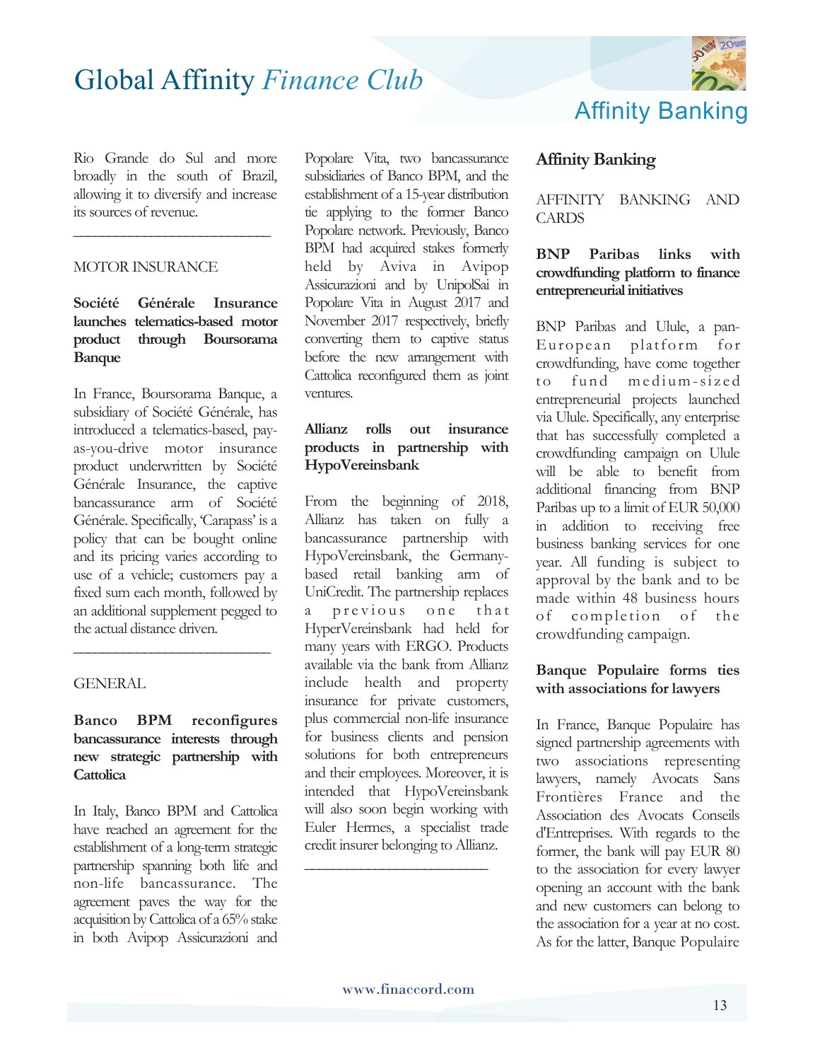Rio Grande do Sul and more broadly in the south of Brazil, allowing it to diversify and increase its sources of revenue.

---

MOTOR INSURANCE

**Société Générale Insurance launches telematics-based motor product through Boursorama Banque**

In France, Boursorama Banque, a subsidiary of Société Générale, has introduced a telematics-based, pay-as-you-drive motor insurance product underwritten by Société Générale Insurance, the captive bancassurance arm of Société Générale. Specifically, 'Carapass' is a policy that can be bought online and its pricing varies according to use of a vehicle; customers pay a fixed sum each month, followed by an additional supplement pegged to the actual distance driven.

---

GENERAL

**Banco BPM reconfigures bancassurance interests through new strategic partnership with Cattolica**

In Italy, Banco BPM and Cattolica have reached an agreement for the establishment of a long-term strategic partnership spanning both life and non-life bancassurance. The agreement paves the way for the acquisition by Cattolica of a 65% stake in both Avipop Assicurazioni and Popolare Vita, two bancassurance subsidiaries of Banco BPM, and the establishment of a 15-year distribution tie applying to the former Banco Popolare network. Previously, Banco BPM had acquired stakes formerly held by Aviva in Avipop Assicurazioni and by UnipolSai in Popolare Vita in August 2017 and November 2017 respectively, briefly converting them to captive status before the new arrangement with Cattolica reconfigured them as joint ventures.

**Allianz rolls out insurance products in partnership with HypoVereinsbank**

From the beginning of 2018, Allianz has taken on fully a bancassurance partnership with HypoVereinsbank, the Germany-based retail banking arm of UniCredit. The partnership replaces a previous one that HyperVereinsbank had held for many years with ERGO. Products available via the bank from Allianz include health and property insurance for private customers, plus commercial non-life insurance for business clients and pension solutions for both entrepreneurs and their employees. Moreover, it is intended that HypoVereinsbank will also soon begin working with Euler Hermes, a specialist trade credit insurer belonging to Allianz.

---

## Affinity Banking

AFFINITY BANKING AND CARDS

**BNP Paribas links with crowdfunding platform to finance entrepreneurial initiatives**

BNP Paribas and Ulule, a pan-European platform for crowdfunding, have come together to fund medium-sized entrepreneurial projects launched via Ulule. Specifically, any enterprise that has successfully completed a crowdfunding campaign on Ulule will be able to benefit from additional financing from BNP Paribas up to a limit of EUR 50,000 in addition to receiving free business banking services for one year. All funding is subject to approval by the bank and to be made within 48 business hours of completion of the crowdfunding campaign.

**Banque Populaire forms ties with associations for lawyers**

In France, Banque Populaire has signed partnership agreements with two associations representing lawyers, namely Avocats Sans Frontières France and the Association des Avocats Conseils d'Entreprises. With regards to the former, the bank will pay EUR 80 to the association for every lawyer opening an account with the bank and new customers can belong to the association for a year at no cost. As for the latter, Banque Populaire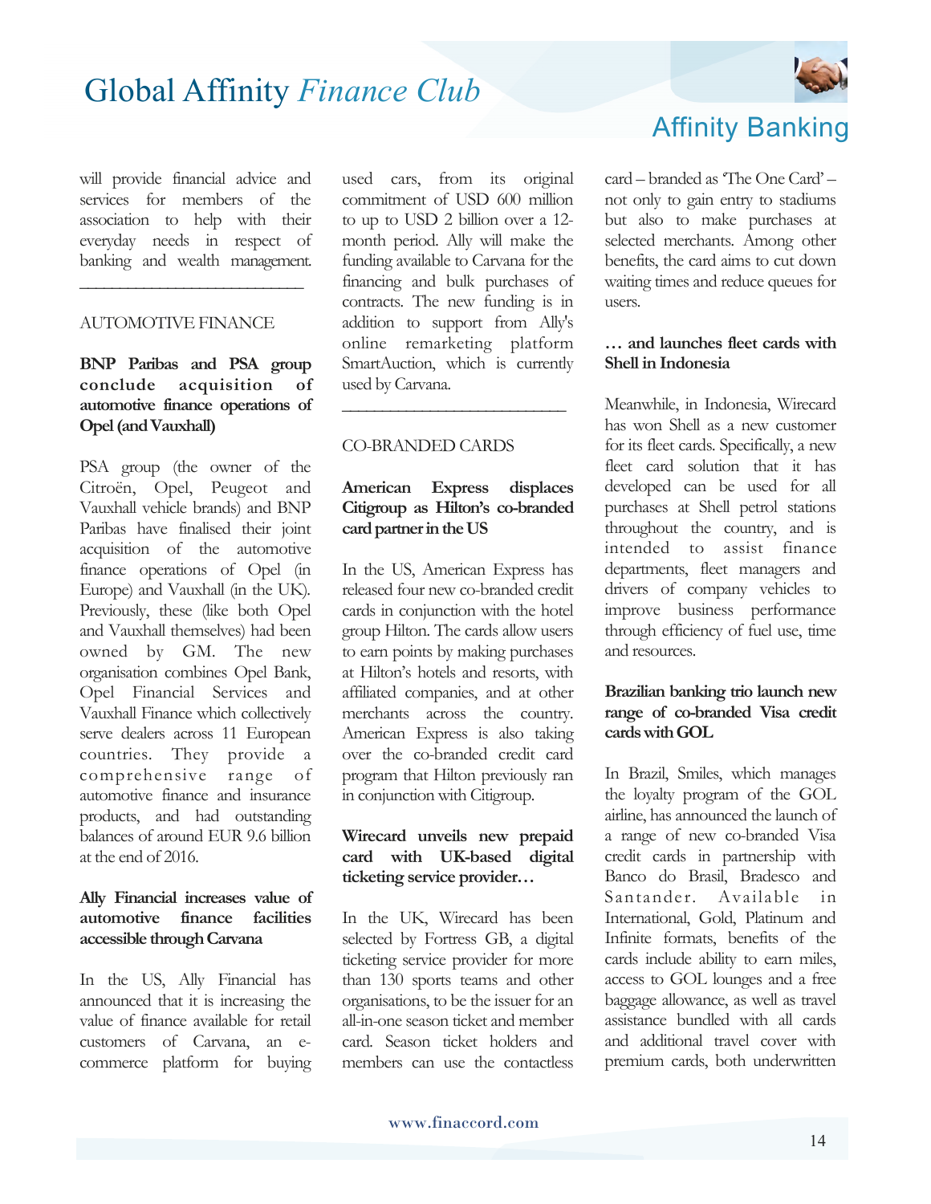will provide financial advice and services for members of the association to help with their everyday needs in respect of banking and wealth management.

---

AUTOMOTIVE FINANCE

**BNP Paribas and PSA group conclude acquisition of automotive finance operations of Opel (and Vauxhall)**

PSA group (the owner of the Citroën, Opel, Peugeot and Vauxhall vehicle brands) and BNP Paribas have finalised their joint acquisition of the automotive finance operations of Opel (in Europe) and Vauxhall (in the UK). Previously, these (like both Opel and Vauxhall themselves) had been owned by GM. The new organisation combines Opel Bank, Opel Financial Services and Vauxhall Finance which collectively serve dealers across 11 European countries. They provide a comprehensive range of automotive finance and insurance products, and had outstanding balances of around EUR 9.6 billion at the end of 2016.

**Ally Financial increases value of automotive finance facilities accessible through Carvana**

In the US, Ally Financial has announced that it is increasing the value of finance available for retail customers of Carvana, an e-commerce platform for buying used cars, from its original commitment of USD 600 million to up to USD 2 billion over a 12-month period. Ally will make the funding available to Carvana for the financing and bulk purchases of contracts. The new funding is in addition to support from Ally's online remarketing platform SmartAuction, which is currently used by Carvana.

---

CO-BRANDED CARDS

**American Express displaces Citigroup as Hilton's co-branded card partner in the US**

In the US, American Express has released four new co-branded credit cards in conjunction with the hotel group Hilton. The cards allow users to earn points by making purchases at Hilton's hotels and resorts, with affiliated companies, and at other merchants across the country. American Express is also taking over the co-branded credit card program that Hilton previously ran in conjunction with Citigroup.

**Wirecard unveils new prepaid card with UK-based digital ticketing service provider…**

In the UK, Wirecard has been selected by Fortress GB, a digital ticketing service provider for more than 130 sports teams and other organisations, to be the issuer for an all-in-one season ticket and member card. Season ticket holders and members can use the contactless card – branded as 'The One Card' – not only to gain entry to stadiums but also to make purchases at selected merchants. Among other benefits, the card aims to cut down waiting times and reduce queues for users.

**… and launches fleet cards with Shell in Indonesia**

Meanwhile, in Indonesia, Wirecard has won Shell as a new customer for its fleet cards. Specifically, a new fleet card solution that it has developed can be used for all purchases at Shell petrol stations throughout the country, and is intended to assist finance departments, fleet managers and drivers of company vehicles to improve business performance through efficiency of fuel use, time and resources.

**Brazilian banking trio launch new range of co-branded Visa credit cards with GOL**

In Brazil, Smiles, which manages the loyalty program of the GOL airline, has announced the launch of a range of new co-branded Visa credit cards in partnership with Banco do Brasil, Bradesco and Santander. Available in International, Gold, Platinum and Infinite formats, benefits of the cards include ability to earn miles, access to GOL lounges and a free baggage allowance, as well as travel assistance bundled with all cards and additional travel cover with premium cards, both underwritten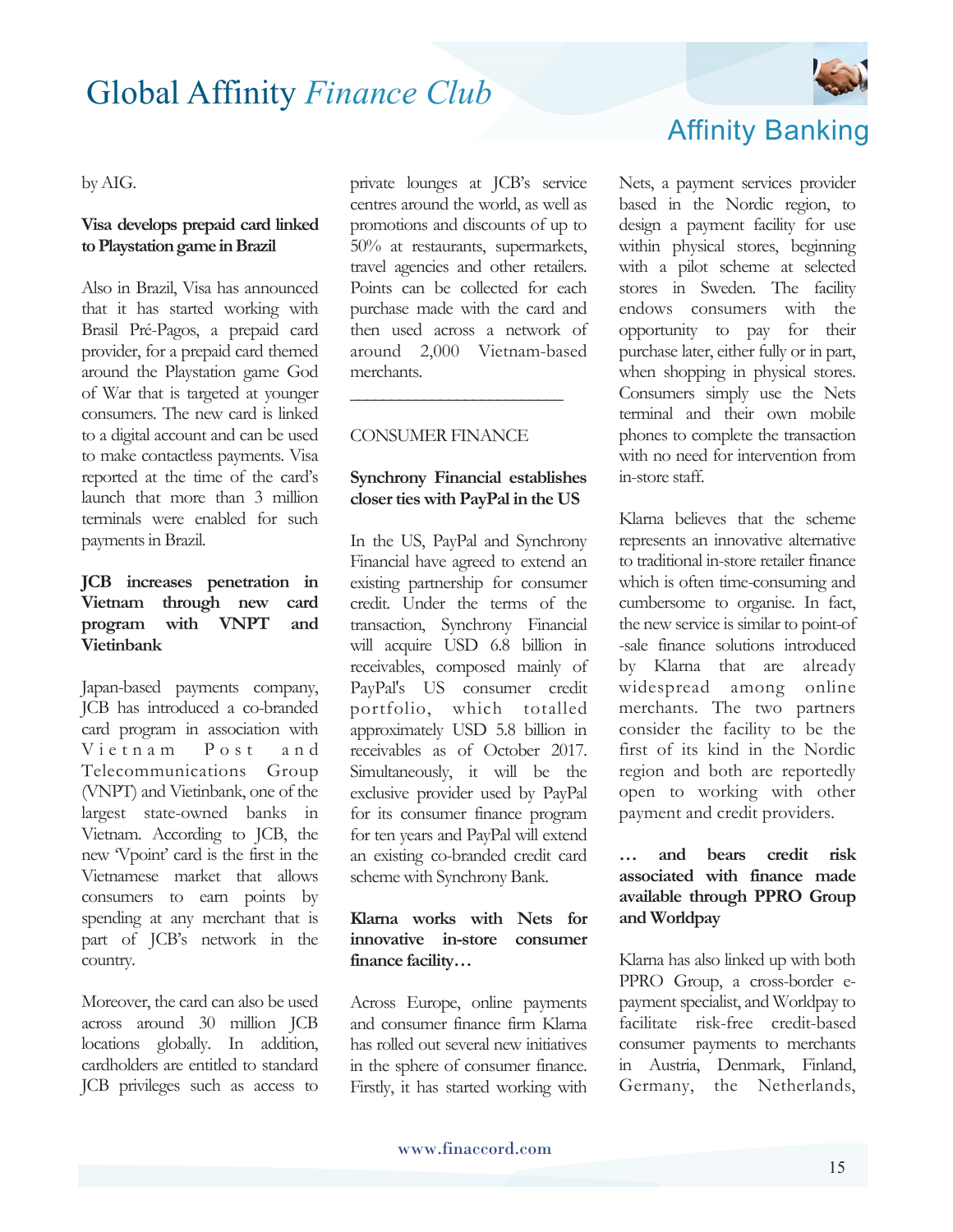by AIG.

**Visa develops prepaid card linked to Playstation game in Brazil**

Also in Brazil, Visa has announced that it has started working with Brasil Pré-Pagos, a prepaid card provider, for a prepaid card themed around the Playstation game God of War that is targeted at younger consumers. The new card is linked to a digital account and can be used to make contactless payments. Visa reported at the time of the card's launch that more than 3 million terminals were enabled for such payments in Brazil.

**JCB increases penetration in Vietnam through new card program with VNPT and Vietinbank**

Japan-based payments company, JCB has introduced a co-branded card program in association with Vietnam Post and Telecommunications Group (VNPT) and Vietinbank, one of the largest state-owned banks in Vietnam. According to JCB, the new 'Vpoint' card is the first in the Vietnamese market that allows consumers to earn points by spending at any merchant that is part of JCB's network in the country.

Moreover, the card can also be used across around 30 million JCB locations globally. In addition, cardholders are entitled to standard JCB privileges such as access to private lounges at JCB's service centres around the world, as well as promotions and discounts of up to 50% at restaurants, supermarkets, travel agencies and other retailers. Points can be collected for each purchase made with the card and then used across a network of around 2,000 Vietnam-based merchants.

---

CONSUMER FINANCE

**Synchrony Financial establishes closer ties with PayPal in the US**

In the US, PayPal and Synchrony Financial have agreed to extend an existing partnership for consumer credit. Under the terms of the transaction, Synchrony Financial will acquire USD 6.8 billion in receivables, composed mainly of PayPal's US consumer credit portfolio, which totalled approximately USD 5.8 billion in receivables as of October 2017. Simultaneously, it will be the exclusive provider used by PayPal for its consumer finance program for ten years and PayPal will extend an existing co-branded credit card scheme with Synchrony Bank.

**Klarna works with Nets for innovative in-store consumer finance facility…**

Across Europe, online payments and consumer finance firm Klarna has rolled out several new initiatives in the sphere of consumer finance. Firstly, it has started working with Nets, a payment services provider based in the Nordic region, to design a payment facility for use within physical stores, beginning with a pilot scheme at selected stores in Sweden. The facility endows consumers with the opportunity to pay for their purchase later, either fully or in part, when shopping in physical stores. Consumers simply use the Nets terminal and their own mobile phones to complete the transaction with no need for intervention from in-store staff.

Klarna believes that the scheme represents an innovative alternative to traditional in-store retailer finance which is often time-consuming and cumbersome to organise. In fact, the new service is similar to point-of-sale finance solutions introduced by Klarna that are already widespread among online merchants. The two partners consider the facility to be the first of its kind in the Nordic region and both are reportedly open to working with other payment and credit providers.

**… and bears credit risk associated with finance made available through PPRO Group and Worldpay**

Klarna has also linked up with both PPRO Group, a cross-border e-payment specialist, and Worldpay to facilitate risk-free credit-based consumer payments to merchants in Austria, Denmark, Finland, Germany, the Netherlands,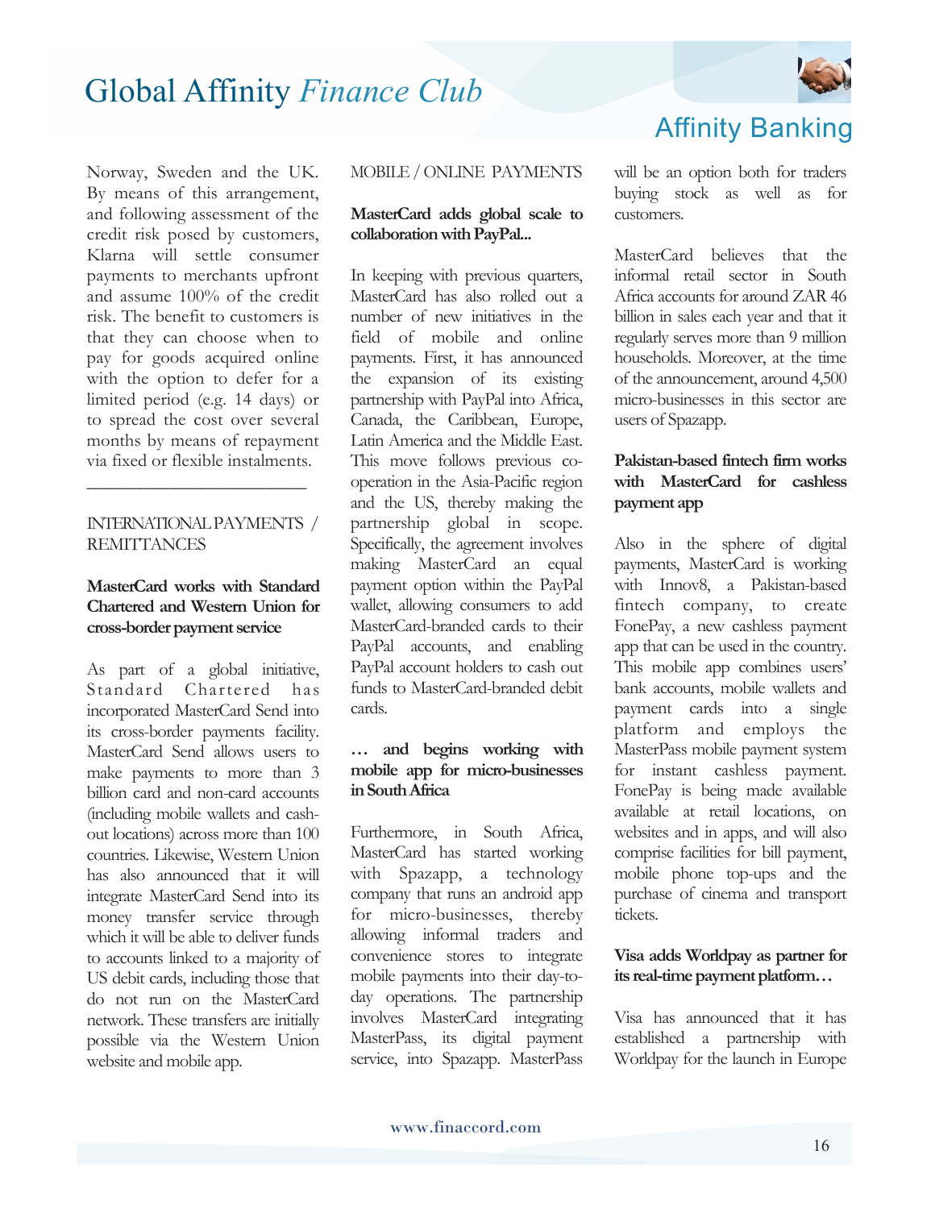Norway, Sweden and the UK. By means of this arrangement, and following assessment of the credit risk posed by customers, Klarna will settle consumer payments to merchants upfront and assume 100% of the credit risk. The benefit to customers is that they can choose when to pay for goods acquired online with the option to defer for a limited period (e.g. 14 days) or to spread the cost over several months by means of repayment via fixed or flexible instalments.

---

INTERNATIONAL PAYMENTS / REMITTANCES

**MasterCard works with Standard Chartered and Western Union for cross-border payment service**

As part of a global initiative, Standard Chartered has incorporated MasterCard Send into its cross-border payments facility. MasterCard Send allows users to make payments to more than 3 billion card and non-card accounts (including mobile wallets and cash-out locations) across more than 100 countries. Likewise, Western Union has also announced that it will integrate MasterCard Send into its money transfer service through which it will be able to deliver funds to accounts linked to a majority of US debit cards, including those that do not run on the MasterCard network. These transfers are initially possible via the Western Union website and mobile app.

MOBILE / ONLINE PAYMENTS

**MasterCard adds global scale to collaboration with PayPal...**

In keeping with previous quarters, MasterCard has also rolled out a number of new initiatives in the field of mobile and online payments. First, it has announced the expansion of its existing partnership with PayPal into Africa, Canada, the Caribbean, Europe, Latin America and the Middle East. This move follows previous co-operation in the Asia-Pacific region and the US, thereby making the partnership global in scope. Specifically, the agreement involves making MasterCard an equal payment option within the PayPal wallet, allowing consumers to add MasterCard-branded cards to their PayPal accounts, and enabling PayPal account holders to cash out funds to MasterCard-branded debit cards.

**… and begins working with mobile app for micro-businesses in South Africa**

Furthermore, in South Africa, MasterCard has started working with Spazapp, a technology company that runs an android app for micro-businesses, thereby allowing informal traders and convenience stores to integrate mobile payments into their day-to-day operations. The partnership involves MasterCard integrating MasterPass, its digital payment service, into Spazapp. MasterPass will be an option both for traders buying stock as well as for customers.

MasterCard believes that the informal retail sector in South Africa accounts for around ZAR 46 billion in sales each year and that it regularly serves more than 9 million households. Moreover, at the time of the announcement, around 4,500 micro-businesses in this sector are users of Spazapp.

**Pakistan-based fintech firm works with MasterCard for cashless payment app**

Also in the sphere of digital payments, MasterCard is working with Innov8, a Pakistan-based fintech company, to create FonePay, a new cashless payment app that can be used in the country. This mobile app combines users' bank accounts, mobile wallets and payment cards into a single platform and employs the MasterPass mobile payment system for instant cashless payment. FonePay is being made available available at retail locations, on websites and in apps, and will also comprise facilities for bill payment, mobile phone top-ups and the purchase of cinema and transport tickets.

**Visa adds Worldpay as partner for its real-time payment platform…**

Visa has announced that it has established a partnership with Worldpay for the launch in Europe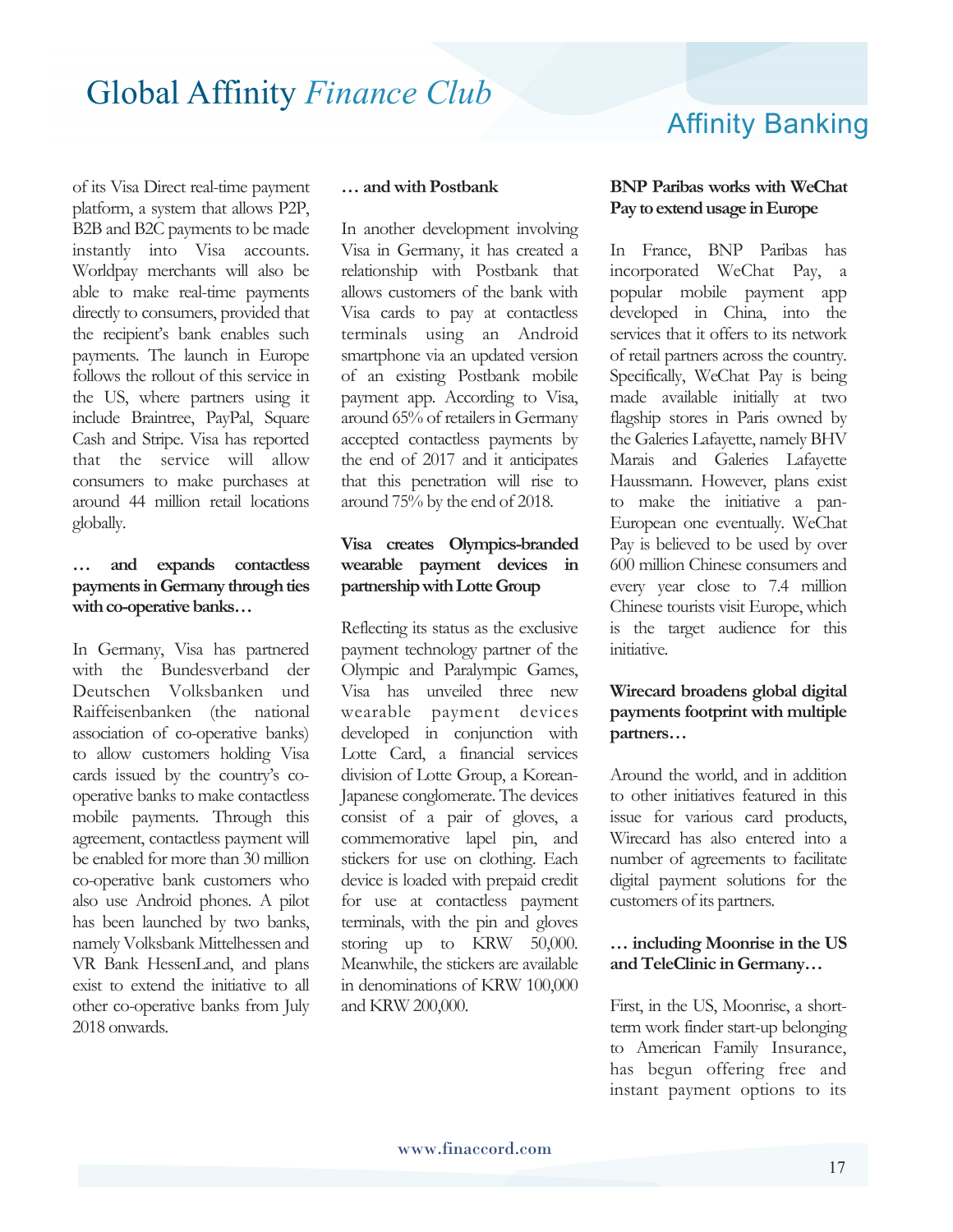of its Visa Direct real-time payment platform, a system that allows P2P, B2B and B2C payments to be made instantly into Visa accounts. Worldpay merchants will also be able to make real-time payments directly to consumers, provided that the recipient's bank enables such payments. The launch in Europe follows the rollout of this service in the US, where partners using it include Braintree, PayPal, Square Cash and Stripe. Visa has reported that the service will allow consumers to make purchases at around 44 million retail locations globally.

**… and expands contactless payments in Germany through ties with co-operative banks…**

In Germany, Visa has partnered with the Bundesverband der Deutschen Volksbanken und Raiffeisenbanken (the national association of co-operative banks) to allow customers holding Visa cards issued by the country's co-operative banks to make contactless mobile payments. Through this agreement, contactless payment will be enabled for more than 30 million co-operative bank customers who also use Android phones. A pilot has been launched by two banks, namely Volksbank Mittelhessen and VR Bank HessenLand, and plans exist to extend the initiative to all other co-operative banks from July 2018 onwards.

**… and with Postbank**

In another development involving Visa in Germany, it has created a relationship with Postbank that allows customers of the bank with Visa cards to pay at contactless terminals using an Android smartphone via an updated version of an existing Postbank mobile payment app. According to Visa, around 65% of retailers in Germany accepted contactless payments by the end of 2017 and it anticipates that this penetration will rise to around 75% by the end of 2018.

**Visa creates Olympics-branded wearable payment devices in partnership with Lotte Group**

Reflecting its status as the exclusive payment technology partner of the Olympic and Paralympic Games, Visa has unveiled three new wearable payment devices developed in conjunction with Lotte Card, a financial services division of Lotte Group, a Korean-Japanese conglomerate. The devices consist of a pair of gloves, a commemorative lapel pin, and stickers for use on clothing. Each device is loaded with prepaid credit for use at contactless payment terminals, with the pin and gloves storing up to KRW 50,000. Meanwhile, the stickers are available in denominations of KRW 100,000 and KRW 200,000.

**BNP Paribas works with WeChat Pay to extend usage in Europe**

In France, BNP Paribas has incorporated WeChat Pay, a popular mobile payment app developed in China, into the services that it offers to its network of retail partners across the country. Specifically, WeChat Pay is being made available initially at two flagship stores in Paris owned by the Galeries Lafayette, namely BHV Marais and Galeries Lafayette Haussmann. However, plans exist to make the initiative a pan-European one eventually. WeChat Pay is believed to be used by over 600 million Chinese consumers and every year close to 7.4 million Chinese tourists visit Europe, which is the target audience for this initiative.

**Wirecard broadens global digital payments footprint with multiple partners…**

Around the world, and in addition to other initiatives featured in this issue for various card products, Wirecard has also entered into a number of agreements to facilitate digital payment solutions for the customers of its partners.

**… including Moonrise in the US and TeleClinic in Germany…**

First, in the US, Moonrise, a short-term work finder start-up belonging to American Family Insurance, has begun offering free and instant payment options to its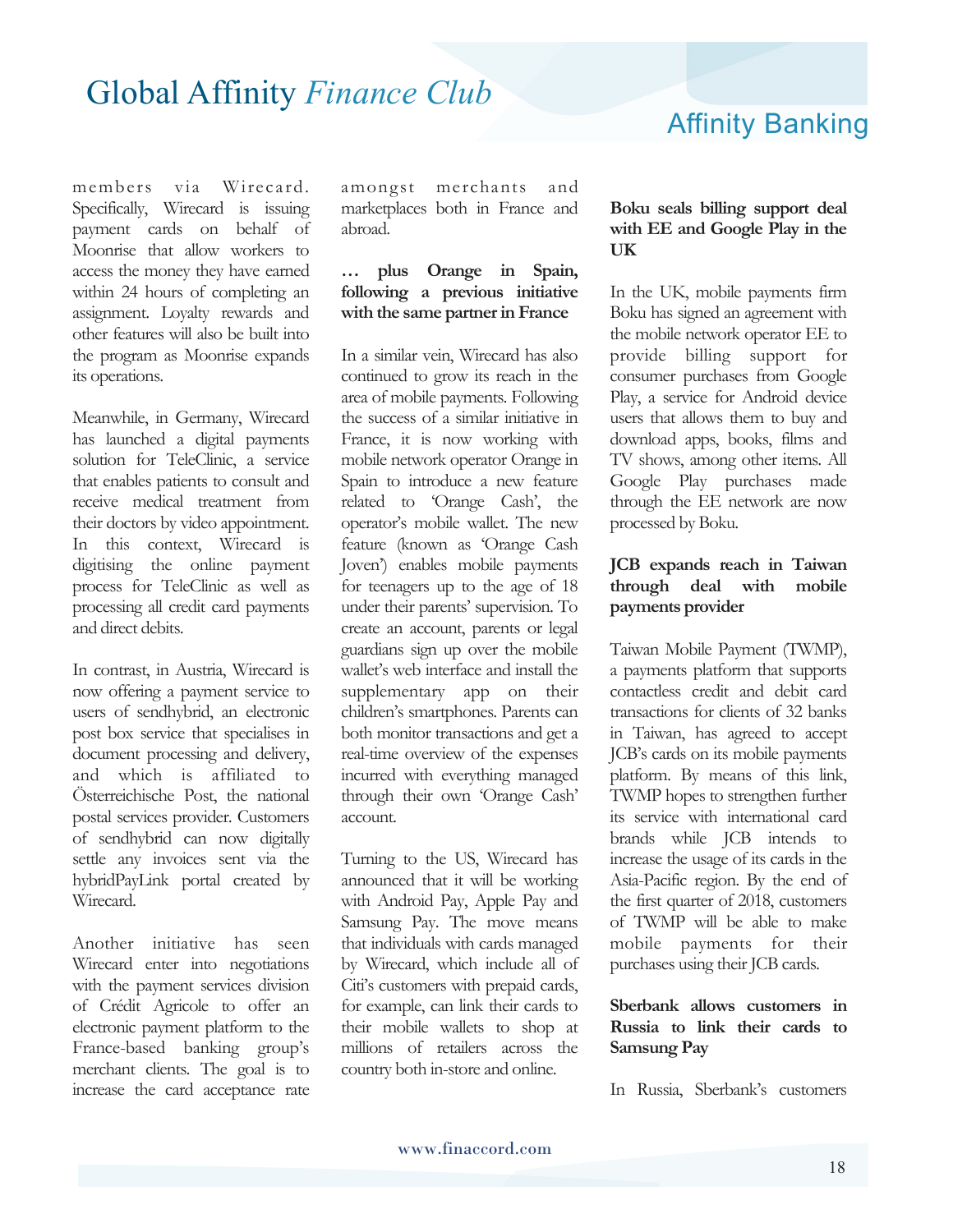members via Wirecard. Specifically, Wirecard is issuing payment cards on behalf of Moonrise that allow workers to access the money they have earned within 24 hours of completing an assignment. Loyalty rewards and other features will also be built into the program as Moonrise expands its operations.

Meanwhile, in Germany, Wirecard has launched a digital payments solution for TeleClinic, a service that enables patients to consult and receive medical treatment from their doctors by video appointment. In this context, Wirecard is digitising the online payment process for TeleClinic as well as processing all credit card payments and direct debits.

In contrast, in Austria, Wirecard is now offering a payment service to users of sendhybrid, an electronic post box service that specialises in document processing and delivery, and which is affiliated to Österreichische Post, the national postal services provider. Customers of sendhybrid can now digitally settle any invoices sent via the hybridPayLink portal created by Wirecard.

Another initiative has seen Wirecard enter into negotiations with the payment services division of Crédit Agricole to offer an electronic payment platform to the France-based banking group's merchant clients. The goal is to increase the card acceptance rate amongst merchants and marketplaces both in France and abroad.

**… plus Orange in Spain, following a previous initiative with the same partner in France**

In a similar vein, Wirecard has also continued to grow its reach in the area of mobile payments. Following the success of a similar initiative in France, it is now working with mobile network operator Orange in Spain to introduce a new feature related to 'Orange Cash', the operator's mobile wallet. The new feature (known as 'Orange Cash Joven') enables mobile payments for teenagers up to the age of 18 under their parents' supervision. To create an account, parents or legal guardians sign up over the mobile wallet's web interface and install the supplementary app on their children's smartphones. Parents can both monitor transactions and get a real-time overview of the expenses incurred with everything managed through their own 'Orange Cash' account.

Turning to the US, Wirecard has announced that it will be working with Android Pay, Apple Pay and Samsung Pay. The move means that individuals with cards managed by Wirecard, which include all of Citi's customers with prepaid cards, for example, can link their cards to their mobile wallets to shop at millions of retailers across the country both in-store and online.

**Boku seals billing support deal with EE and Google Play in the UK**

In the UK, mobile payments firm Boku has signed an agreement with the mobile network operator EE to provide billing support for consumer purchases from Google Play, a service for Android device users that allows them to buy and download apps, books, films and TV shows, among other items. All Google Play purchases made through the EE network are now processed by Boku.

**JCB expands reach in Taiwan through deal with mobile payments provider**

Taiwan Mobile Payment (TWMP), a payments platform that supports contactless credit and debit card transactions for clients of 32 banks in Taiwan, has agreed to accept JCB's cards on its mobile payments platform. By means of this link, TWMP hopes to strengthen further its service with international card brands while JCB intends to increase the usage of its cards in the Asia-Pacific region. By the end of the first quarter of 2018, customers of TWMP will be able to make mobile payments for their purchases using their JCB cards.

**Sberbank allows customers in Russia to link their cards to Samsung Pay**

In Russia, Sberbank's customers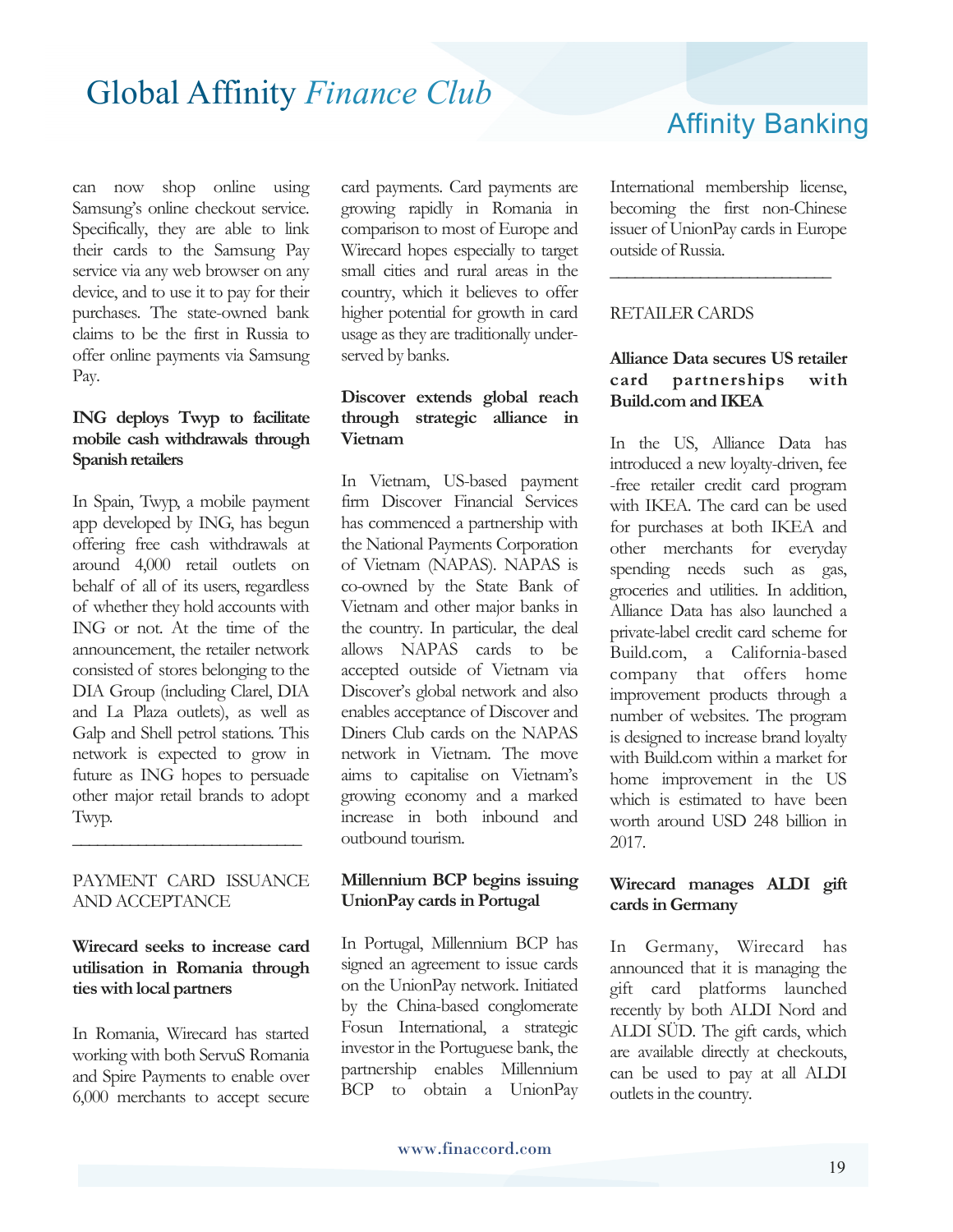can now shop online using Samsung's online checkout service. Specifically, they are able to link their cards to the Samsung Pay service via any web browser on any device, and to use it to pay for their purchases. The state-owned bank claims to be the first in Russia to offer online payments via Samsung Pay.

**ING deploys Twyp to facilitate mobile cash withdrawals through Spanish retailers**

In Spain, Twyp, a mobile payment app developed by ING, has begun offering free cash withdrawals at around 4,000 retail outlets on behalf of all of its users, regardless of whether they hold accounts with ING or not. At the time of the announcement, the retailer network consisted of stores belonging to the DIA Group (including Clarel, DIA and La Plaza outlets), as well as Galp and Shell petrol stations. This network is expected to grow in future as ING hopes to persuade other major retail brands to adopt Twyp.

---

PAYMENT CARD ISSUANCE AND ACCEPTANCE

**Wirecard seeks to increase card utilisation in Romania through ties with local partners**

In Romania, Wirecard has started working with both ServuS Romania and Spire Payments to enable over 6,000 merchants to accept secure card payments. Card payments are growing rapidly in Romania in comparison to most of Europe and Wirecard hopes especially to target small cities and rural areas in the country, which it believes to offer higher potential for growth in card usage as they are traditionally under-served by banks.

**Discover extends global reach through strategic alliance in Vietnam**

In Vietnam, US-based payment firm Discover Financial Services has commenced a partnership with the National Payments Corporation of Vietnam (NAPAS). NAPAS is co-owned by the State Bank of Vietnam and other major banks in the country. In particular, the deal allows NAPAS cards to be accepted outside of Vietnam via Discover's global network and also enables acceptance of Discover and Diners Club cards on the NAPAS network in Vietnam. The move aims to capitalise on Vietnam's growing economy and a marked increase in both inbound and outbound tourism.

**Millennium BCP begins issuing UnionPay cards in Portugal**

In Portugal, Millennium BCP has signed an agreement to issue cards on the UnionPay network. Initiated by the China-based conglomerate Fosun International, a strategic investor in the Portuguese bank, the partnership enables Millennium BCP to obtain a UnionPay International membership license, becoming the first non-Chinese issuer of UnionPay cards in Europe outside of Russia.

---

RETAILER CARDS

**Alliance Data secures US retailer card partnerships with Build.com and IKEA**

In the US, Alliance Data has introduced a new loyalty-driven, fee-free retailer credit card program with IKEA. The card can be used for purchases at both IKEA and other merchants for everyday spending needs such as gas, groceries and utilities. In addition, Alliance Data has also launched a private-label credit card scheme for Build.com, a California-based company that offers home improvement products through a number of websites. The program is designed to increase brand loyalty with Build.com within a market for home improvement in the US which is estimated to have been worth around USD 248 billion in 2017.

**Wirecard manages ALDI gift cards in Germany**

In Germany, Wirecard has announced that it is managing the gift card platforms launched recently by both ALDI Nord and ALDI SÜD. The gift cards, which are available directly at checkouts, can be used to pay at all ALDI outlets in the country.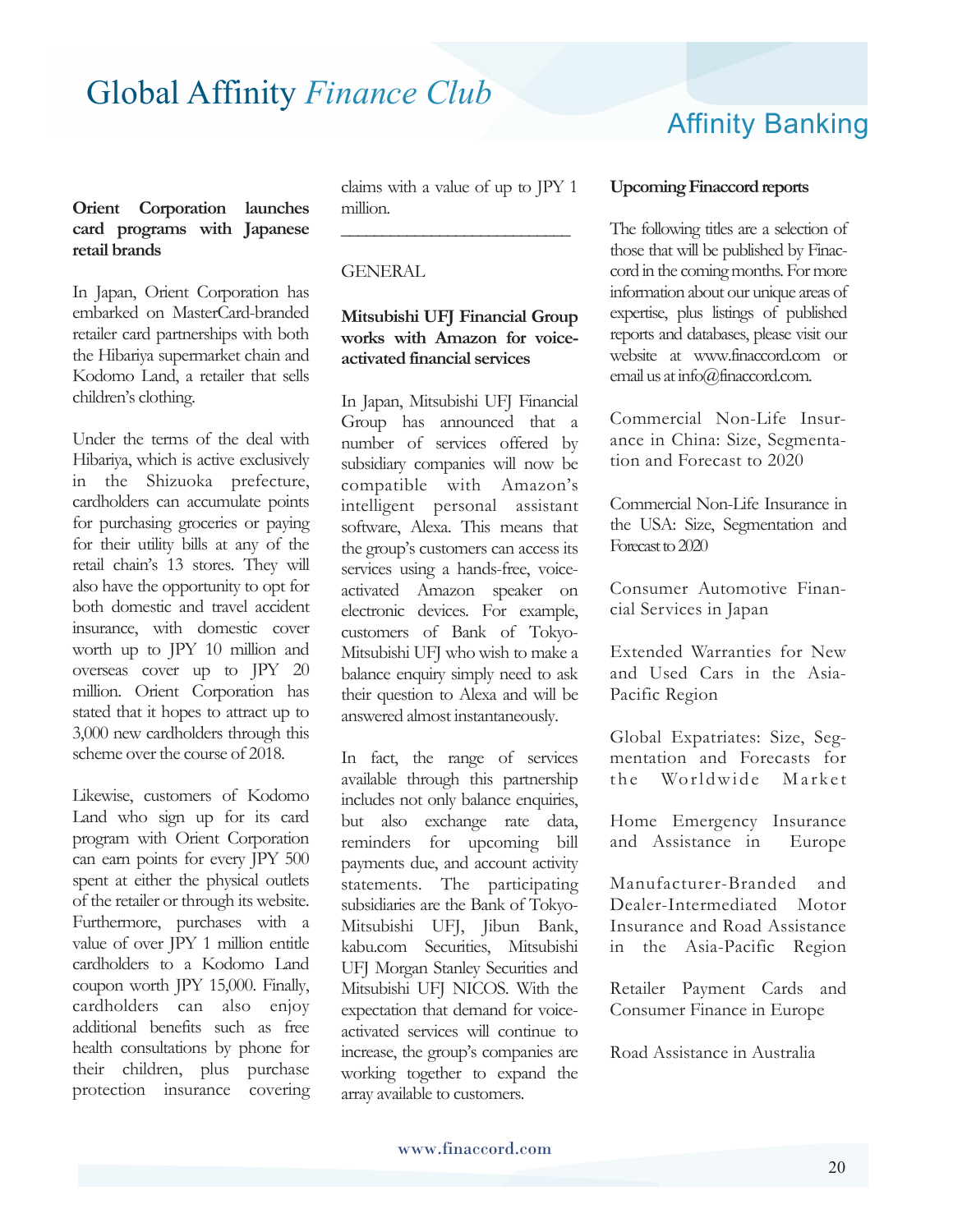**Orient Corporation launches card programs with Japanese retail brands**

In Japan, Orient Corporation has embarked on MasterCard-branded retailer card partnerships with both the Hibariya supermarket chain and Kodomo Land, a retailer that sells children's clothing.

Under the terms of the deal with Hibariya, which is active exclusively in the Shizuoka prefecture, cardholders can accumulate points for purchasing groceries or paying for their utility bills at any of the retail chain's 13 stores. They will also have the opportunity to opt for both domestic and travel accident insurance, with domestic cover worth up to JPY 10 million and overseas cover up to JPY 20 million. Orient Corporation has stated that it hopes to attract up to 3,000 new cardholders through this scheme over the course of 2018.

Likewise, customers of Kodomo Land who sign up for its card program with Orient Corporation can earn points for every JPY 500 spent at either the physical outlets of the retailer or through its website. Furthermore, purchases with a value of over JPY 1 million entitle cardholders to a Kodomo Land coupon worth JPY 15,000. Finally, cardholders can also enjoy additional benefits such as free health consultations by phone for their children, plus purchase protection insurance covering claims with a value of up to JPY 1 million.

---

GENERAL

**Mitsubishi UFJ Financial Group works with Amazon for voice-activated financial services**

In Japan, Mitsubishi UFJ Financial Group has announced that a number of services offered by subsidiary companies will now be compatible with Amazon's intelligent personal assistant software, Alexa. This means that the group's customers can access its services using a hands-free, voice-activated Amazon speaker on electronic devices. For example, customers of Bank of Tokyo-Mitsubishi UFJ who wish to make a balance enquiry simply need to ask their question to Alexa and will be answered almost instantaneously.

In fact, the range of services available through this partnership includes not only balance enquiries, but also exchange rate data, reminders for upcoming bill payments due, and account activity statements. The participating subsidiaries are the Bank of Tokyo-Mitsubishi UFJ, Jibun Bank, kabu.com Securities, Mitsubishi UFJ Morgan Stanley Securities and Mitsubishi UFJ NICOS. With the expectation that demand for voice-activated services will continue to increase, the group's companies are working together to expand the array available to customers.

**Upcoming Finaccord reports**

The following titles are a selection of those that will be published by Finaccord in the coming months. For more information about our unique areas of expertise, plus listings of published reports and databases, please visit our website at www.finaccord.com or email us at info@finaccord.com.

Commercial Non-Life Insurance in China: Size, Segmentation and Forecast to 2020

Commercial Non-Life Insurance in the USA: Size, Segmentation and Forecast to 2020

Consumer Automotive Financial Services in Japan

Extended Warranties for New and Used Cars in the Asia-Pacific Region

Global Expatriates: Size, Segmentation and Forecasts for the Worldwide Market

Home Emergency Insurance and Assistance in Europe

Manufacturer-Branded and Dealer-Intermediated Motor Insurance and Road Assistance in the Asia-Pacific Region

Retailer Payment Cards and Consumer Finance in Europe

Road Assistance in Australia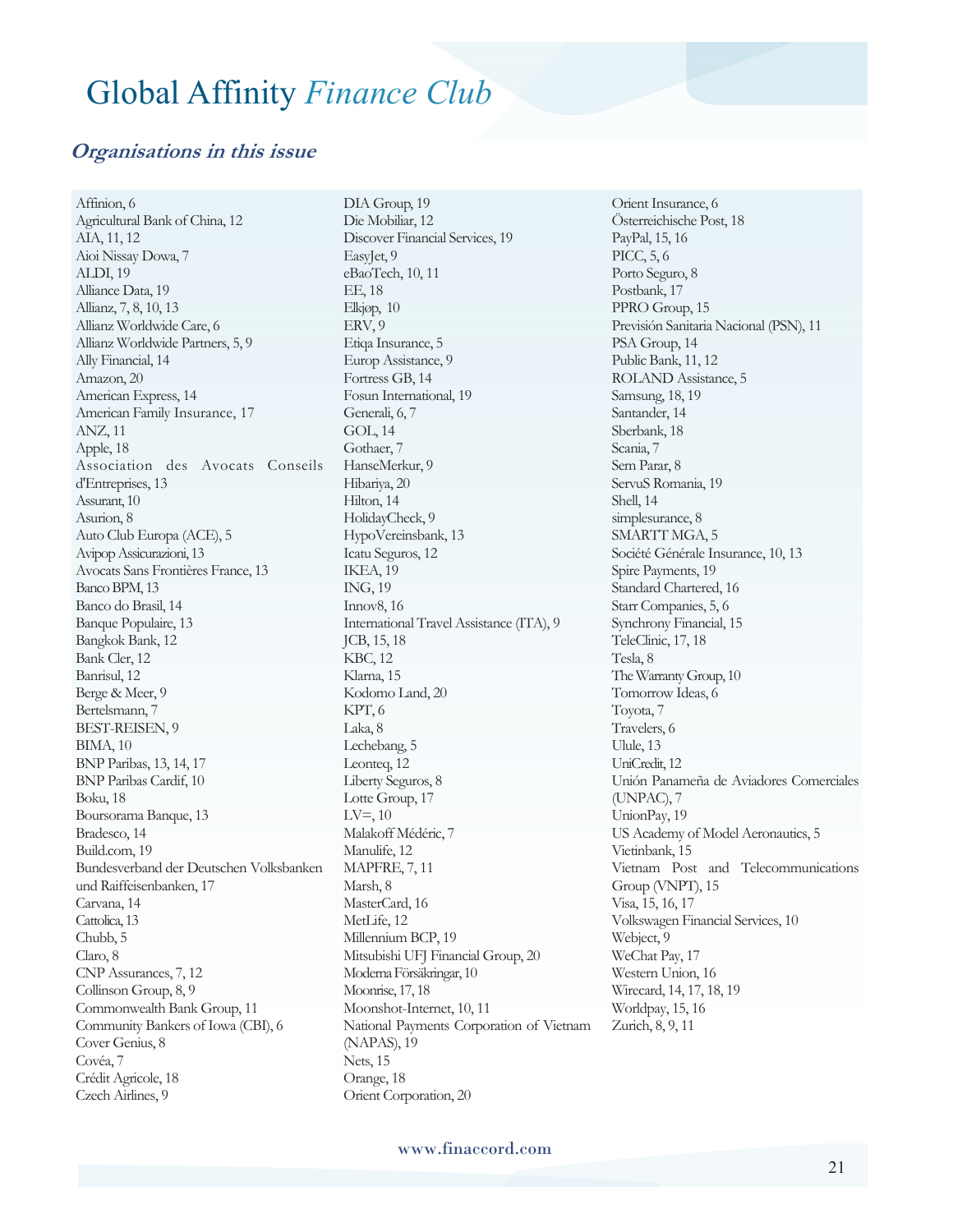# Global Affinity *Finance Club*

## *Organisations in this issue*

Affinion, 6
Agricultural Bank of China, 12
AIA, 11, 12
Aioi Nissay Dowa, 7
ALDI, 19
Alliance Data, 19
Allianz, 7, 8, 10, 13
Allianz Worldwide Care, 6
Allianz Worldwide Partners, 5, 9
Ally Financial, 14
Amazon, 20
American Express, 14
American Family Insurance, 17
ANZ, 11
Apple, 18
Association des Avocats Conseils d'Entreprises, 13
Assurant, 10
Asurion, 8
Auto Club Europa (ACE), 5
Avipop Assicurazioni, 13
Avocats Sans Frontières France, 13
Banco BPM, 13
Banco do Brasil, 14
Banque Populaire, 13
Bangkok Bank, 12
Bank Cler, 12
Banrisul, 12
Berge & Meer, 9
Bertelsmann, 7
BEST-REISEN, 9
BIMA, 10
BNP Paribas, 13, 14, 17
BNP Paribas Cardif, 10
Boku, 18
Boursorama Banque, 13
Bradesco, 14
Build.com, 19
Bundesverband der Deutschen Volksbanken und Raiffeisenbanken, 17
Carvana, 14
Cattolica, 13
Chubb, 5
Claro, 8
CNP Assurances, 7, 12
Collinson Group, 8, 9
Commonwealth Bank Group, 11
Community Bankers of Iowa (CBI), 6
Cover Genius, 8
Covéa, 7
Crédit Agricole, 18
Czech Airlines, 9
DIA Group, 19
Die Mobiliar, 12
Discover Financial Services, 19
EasyJet, 9
eBaoTech, 10, 11
EE, 18
Elkjøp, 10
ERV, 9
Etiqa Insurance, 5
Europ Assistance, 9
Fortress GB, 14
Fosun International, 19
Generali, 6, 7
GOL, 14
Gothaer, 7
HanseMerkur, 9
Hibariya, 20
Hilton, 14
HolidayCheck, 9
HypoVereinsbank, 13
Icatu Seguros, 12
IKEA, 19
ING, 19
Innov8, 16
International Travel Assistance (ITA), 9
JCB, 15, 18
KBC, 12
Klarna, 15
Kodomo Land, 20
KPT, 6
Laka, 8
Lechebang, 5
Leonteq, 12
Liberty Seguros, 8
Lotte Group, 17
LV=, 10
Malakoff Médéric, 7
Manulife, 12
MAPFRE, 7, 11
Marsh, 8
MasterCard, 16
MetLife, 12
Millennium BCP, 19
Mitsubishi UFJ Financial Group, 20
Moderna Försäkringar, 10
Moonrise, 17, 18
Moonshot-Internet, 10, 11
National Payments Corporation of Vietnam (NAPAS), 19
Nets, 15
Orange, 18
Orient Corporation, 20
Orient Insurance, 6
Österreichische Post, 18
PayPal, 15, 16
PICC, 5, 6
Porto Seguro, 8
Postbank, 17
PPRO Group, 15
Previsión Sanitaria Nacional (PSN), 11
PSA Group, 14
Public Bank, 11, 12
ROLAND Assistance, 5
Samsung, 18, 19
Santander, 14
Sberbank, 18
Scania, 7
Sem Parar, 8
ServuS Romania, 19
Shell, 14
simplesurance, 8
SMARTT MGA, 5
Société Générale Insurance, 10, 13
Spire Payments, 19
Standard Chartered, 16
Starr Companies, 5, 6
Synchrony Financial, 15
TeleClinic, 17, 18
Tesla, 8
The Warranty Group, 10
Tomorrow Ideas, 6
Toyota, 7
Travelers, 6
Ulule, 13
UniCredit, 12
Unión Panameña de Aviadores Comerciales (UNPAC), 7
UnionPay, 19
US Academy of Model Aeronautics, 5
Vietinbank, 15
Vietnam Post and Telecommunications Group (VNPT), 15
Visa, 15, 16, 17
Volkswagen Financial Services, 10
Webject, 9
WeChat Pay, 17
Western Union, 16
Wirecard, 14, 17, 18, 19
Worldpay, 15, 16
Zurich, 8, 9, 11

www.finaccord.com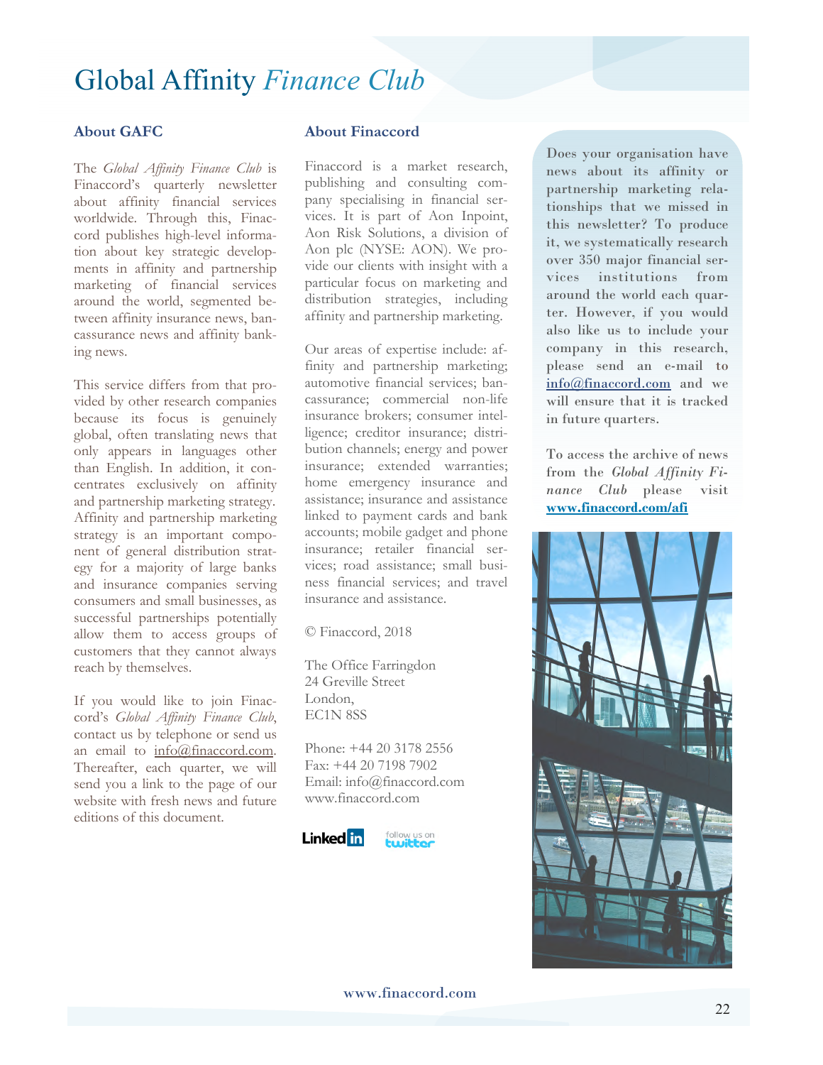# Global Affinity *Finance Club*

## About GAFC

The *Global Affinity Finance Club* is Finaccord's quarterly newsletter about affinity financial services worldwide. Through this, Finaccord publishes high-level information about key strategic developments in affinity and partnership marketing of financial services around the world, segmented between affinity insurance news, bancassurance news and affinity banking news.

This service differs from that provided by other research companies because its focus is genuinely global, often translating news that only appears in languages other than English. In addition, it concentrates exclusively on affinity and partnership marketing strategy. Affinity and partnership marketing strategy is an important component of general distribution strategy for a majority of large banks and insurance companies serving consumers and small businesses, as successful partnerships potentially allow them to access groups of customers that they cannot always reach by themselves.

If you would like to join Finaccord's *Global Affinity Finance Club*, contact us by telephone or send us an email to info@finaccord.com. Thereafter, each quarter, we will send you a link to the page of our website with fresh news and future editions of this document.

## About Finaccord

Finaccord is a market research, publishing and consulting company specialising in financial services. It is part of Aon Inpoint, Aon Risk Solutions, a division of Aon plc (NYSE: AON). We provide our clients with insight with a particular focus on marketing and distribution strategies, including affinity and partnership marketing.

Our areas of expertise include: affinity and partnership marketing; automotive financial services; bancassurance; commercial non-life insurance brokers; consumer intelligence; creditor insurance; distribution channels; energy and power insurance; extended warranties; home emergency insurance and assistance; insurance and assistance linked to payment cards and bank accounts; mobile gadget and phone insurance; retailer financial services; road assistance; small business financial services; and travel insurance and assistance.

© Finaccord, 2018

The Office Farringdon
24 Greville Street
London,
EC1N 8SS

Phone: +44 20 3178 2556
Fax: +44 20 7198 7902
Email: info@finaccord.com
www.finaccord.com

Does your organisation have news about its affinity or partnership marketing relationships that we missed in this newsletter? To produce it, we systematically research over 350 major financial services institutions from around the world each quarter. However, if you would also like us to include your company in this research, please send an e-mail to info@finaccord.com and we will ensure that it is tracked in future quarters.

To access the archive of news from the *Global Affinity Finance Club* please visit **www.finaccord.com/afi**

www.finaccord.com